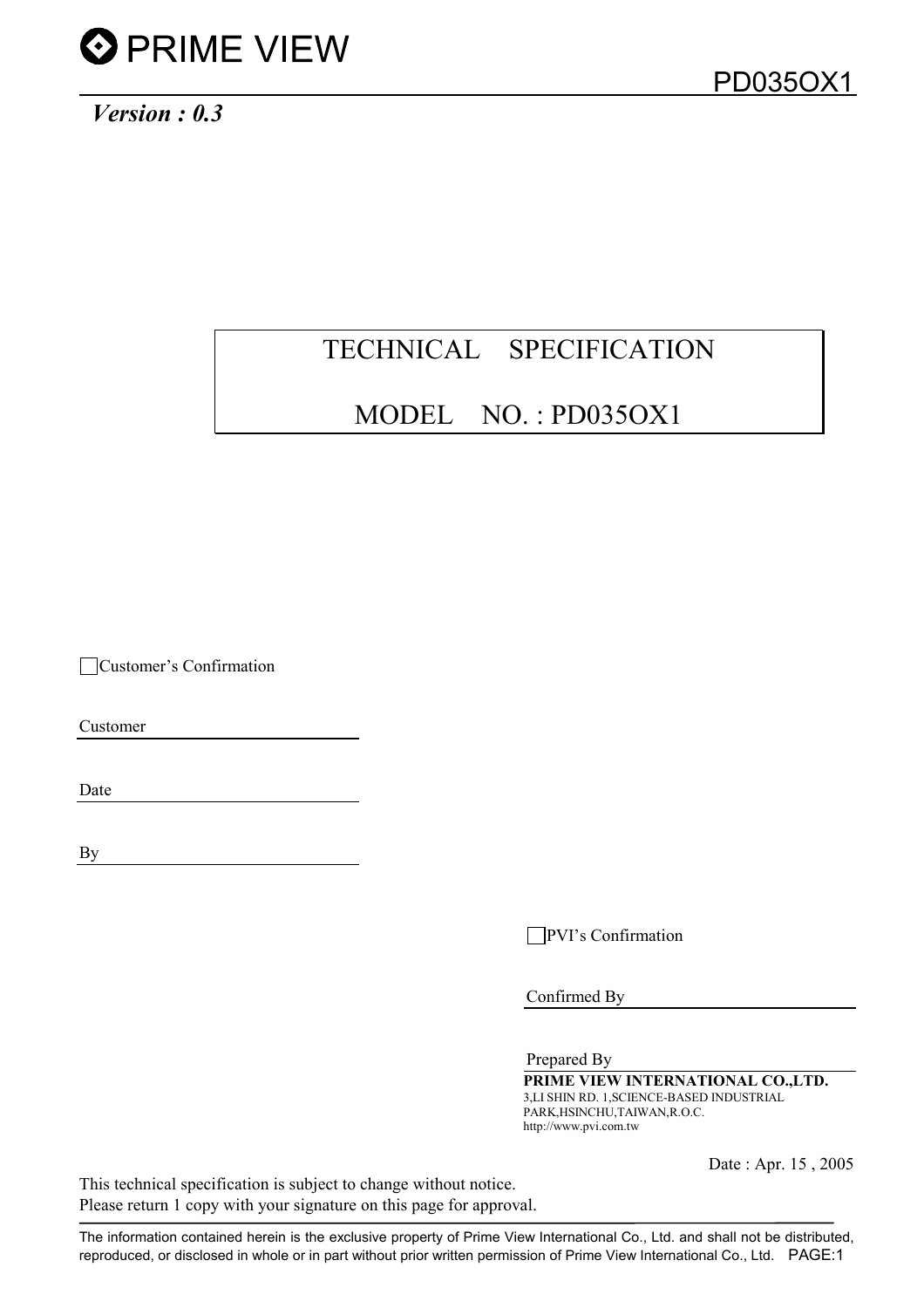PRIME VIEW

PD035OX1

*Version : 0.3*

# TECHNICAL SPECIFICATION

# MODEL NO. : PD035OX1

☐ Customer's Confirmation

Customer

Date

By

☐ PVI's Confirmation

Confirmed By

Prepared By

**PRIME VIEW INTERNATIONAL CO.,LTD.**
3,LI SHIN RD. 1,SCIENCE-BASED INDUSTRIAL PARK,HSINCHU,TAIWAN,R.O.C.
http://www.pvi.com.tw

Date : Apr. 15 , 2005

This technical specification is subject to change without notice.
Please return 1 copy with your signature on this page for approval.

The information contained herein is the exclusive property of Prime View International Co., Ltd. and shall not be distributed, reproduced, or disclosed in whole or in part without prior written permission of Prime View International Co., Ltd.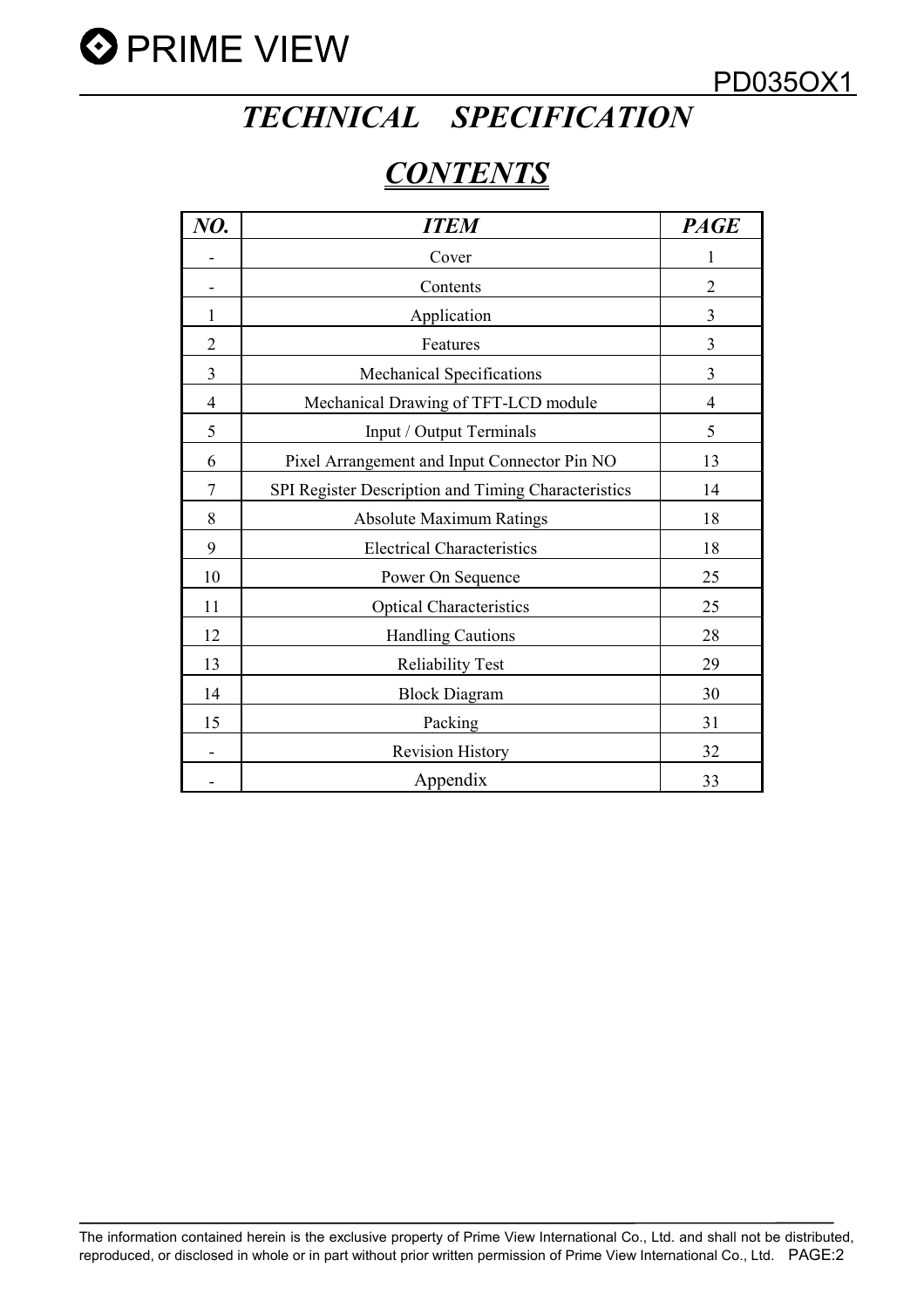# *TECHNICAL SPECIFICATION*

## ***CONTENTS***

| *NO.* | *ITEM* | *PAGE* |
|---|---|---|
| - | Cover | 1 |
| - | Contents | 2 |
| 1 | Application | 3 |
| 2 | Features | 3 |
| 3 | Mechanical Specifications | 3 |
| 4 | Mechanical Drawing of TFT-LCD module | 4 |
| 5 | Input / Output Terminals | 5 |
| 6 | Pixel Arrangement and Input Connector Pin NO | 13 |
| 7 | SPI Register Description and Timing Characteristics | 14 |
| 8 | Absolute Maximum Ratings | 18 |
| 9 | Electrical Characteristics | 18 |
| 10 | Power On Sequence | 25 |
| 11 | Optical Characteristics | 25 |
| 12 | Handling Cautions | 28 |
| 13 | Reliability Test | 29 |
| 14 | Block Diagram | 30 |
| 15 | Packing | 31 |
| - | Revision History | 32 |
| - | Appendix | 33 |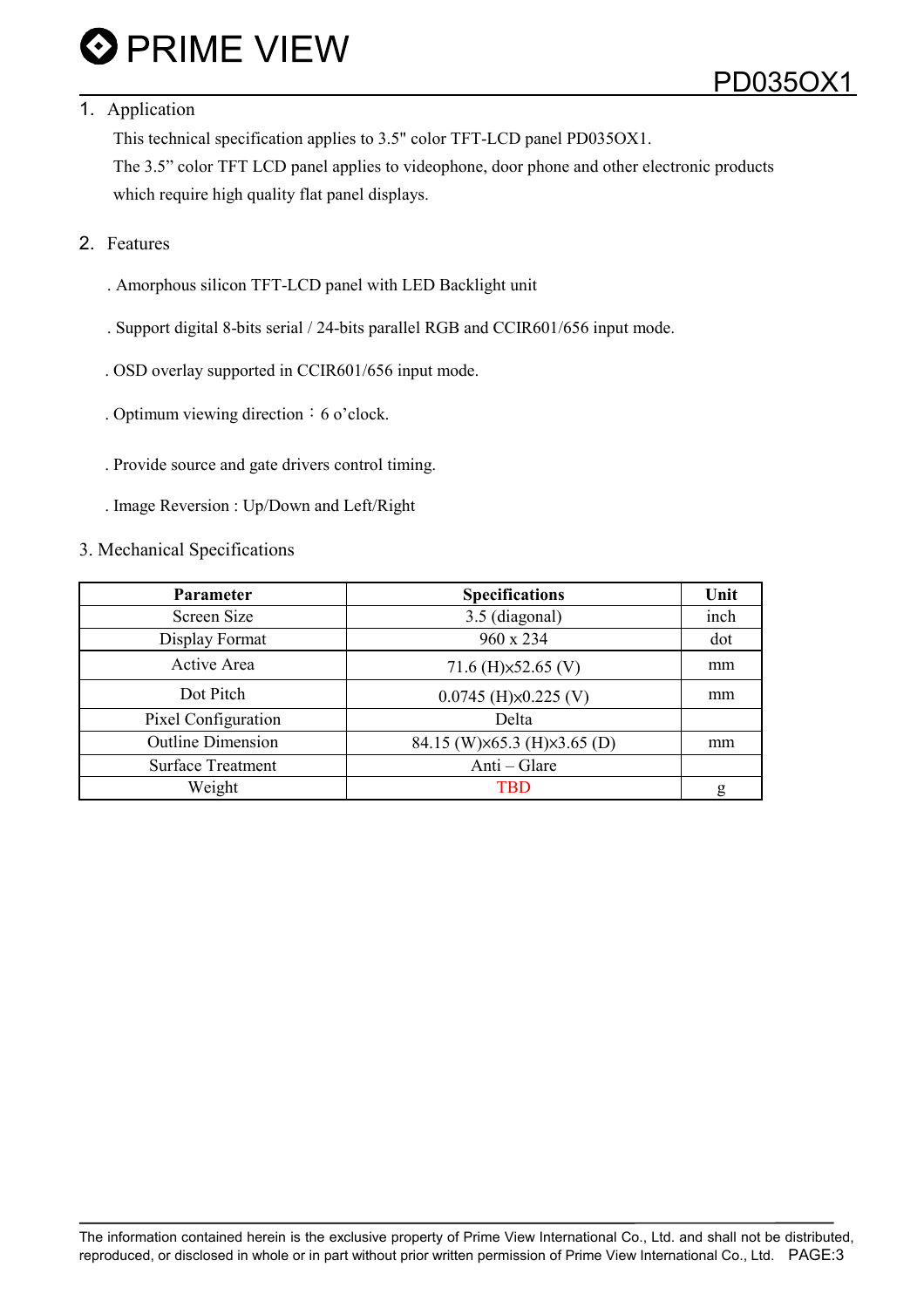## 1. Application

This technical specification applies to 3.5" color TFT-LCD panel PD035OX1.

The 3.5” color TFT LCD panel applies to videophone, door phone and other electronic products which require high quality flat panel displays.

## 2. Features

. Amorphous silicon TFT-LCD panel with LED Backlight unit

. Support digital 8-bits serial / 24-bits parallel RGB and CCIR601/656 input mode.

. OSD overlay supported in CCIR601/656 input mode.

. Optimum viewing direction：6 o’clock.

. Provide source and gate drivers control timing.

. Image Reversion : Up/Down and Left/Right

## 3. Mechanical Specifications

| Parameter | Specifications | Unit |
|---|---|---|
| Screen Size | 3.5 (diagonal) | inch |
| Display Format | 960 x 234 | dot |
| Active Area | 71.6 (H)×52.65 (V) | mm |
| Dot Pitch | 0.0745 (H)×0.225 (V) | mm |
| Pixel Configuration | Delta | |
| Outline Dimension | 84.15 (W)×65.3 (H)×3.65 (D) | mm |
| Surface Treatment | Anti – Glare | |
| Weight | TBD | g |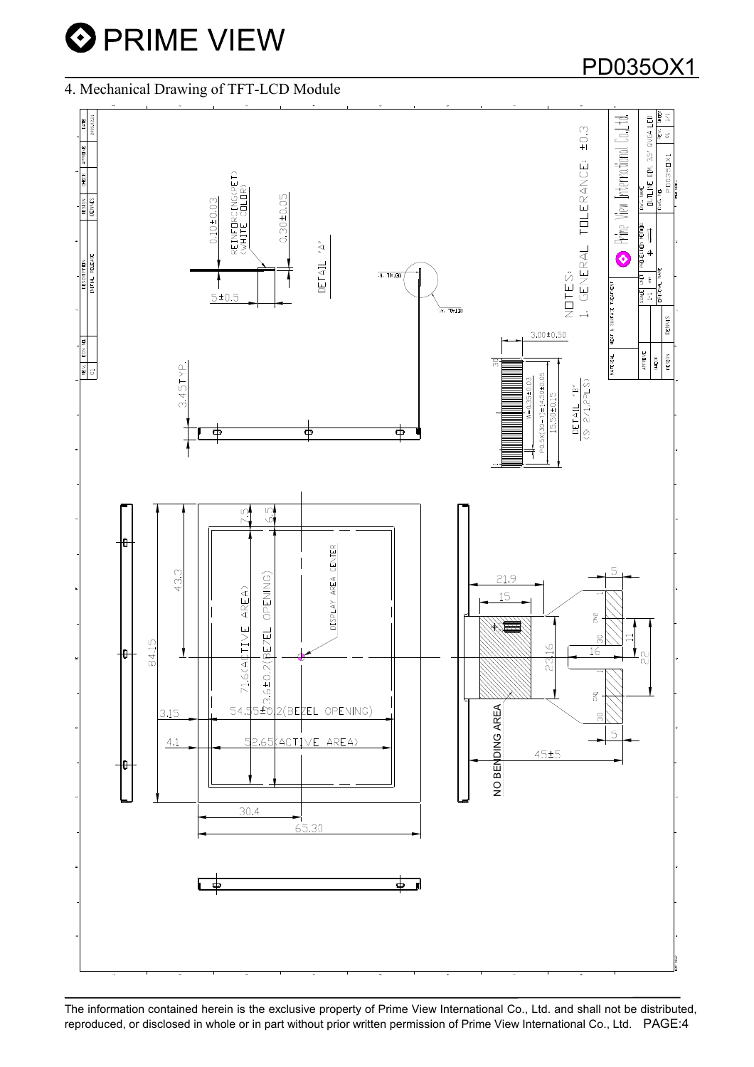## 4. Mechanical Drawing of TFT-LCD Module

NOTES:
1. GENERAL TOLERANCE: ±0.3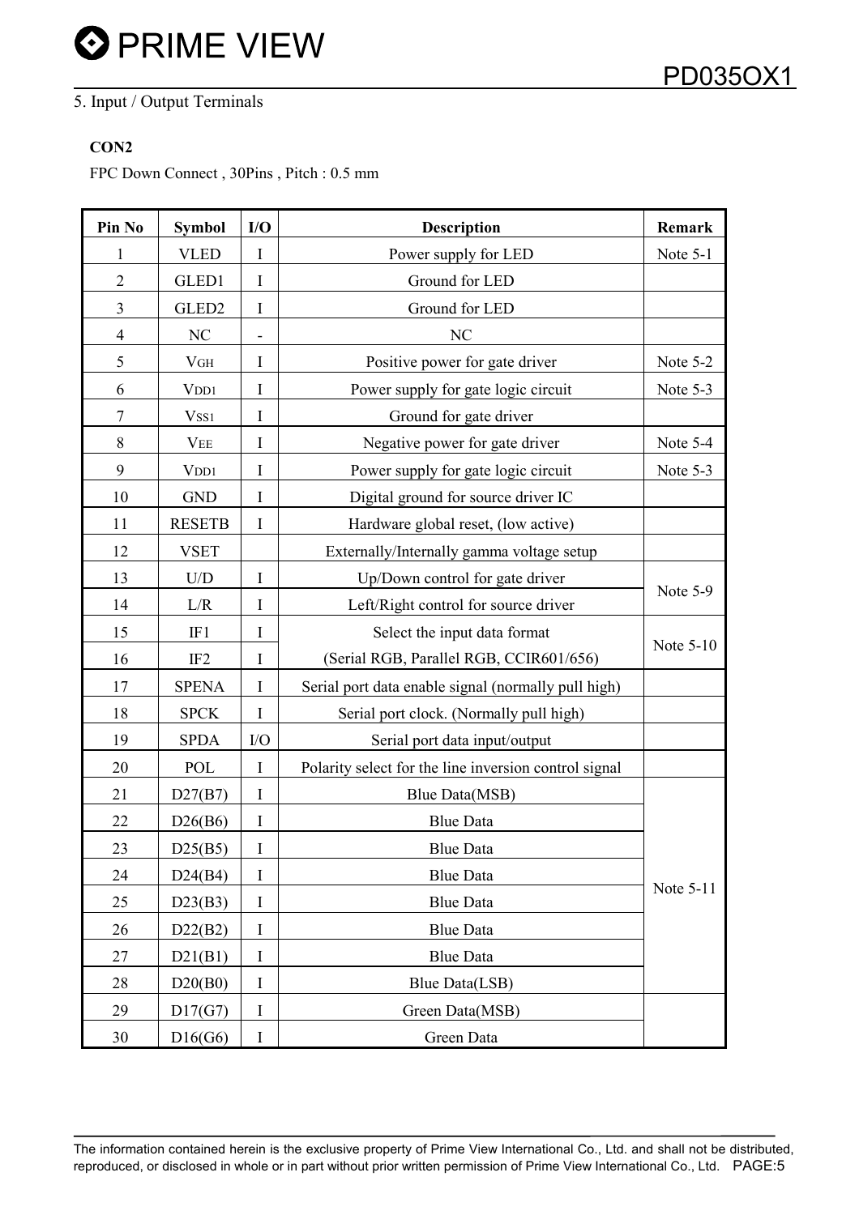## 5. Input / Output Terminals

**CON2**

FPC Down Connect , 30Pins , Pitch : 0.5 mm

| Pin No | Symbol | I/O | Description | Remark |
|---|---|---|---|---|
| 1 | VLED | I | Power supply for LED | Note 5-1 |
| 2 | GLED1 | I | Ground for LED | |
| 3 | GLED2 | I | Ground for LED | |
| 4 | NC | - | NC | |
| 5 | $V_{GH}$ | I | Positive power for gate driver | Note 5-2 |
| 6 | $V_{DD1}$ | I | Power supply for gate logic circuit | Note 5-3 |
| 7 | $V_{SS1}$ | I | Ground for gate driver | |
| 8 | $V_{EE}$ | I | Negative power for gate driver | Note 5-4 |
| 9 | $V_{DD1}$ | I | Power supply for gate logic circuit | Note 5-3 |
| 10 | GND | I | Digital ground for source driver IC | |
| 11 | RESETB | I | Hardware global reset, (low active) | |
| 12 | VSET | | Externally/Internally gamma voltage setup | |
| 13 | U/D | I | Up/Down control for gate driver | Note 5-9 |
| 14 | L/R | I | Left/Right control for source driver | |
| 15 | IF1 | I | Select the input data format | Note 5-10 |
| 16 | IF2 | I | (Serial RGB, Parallel RGB, CCIR601/656) | |
| 17 | SPENA | I | Serial port data enable signal (normally pull high) | |
| 18 | SPCK | I | Serial port clock. (Normally pull high) | |
| 19 | SPDA | I/O | Serial port data input/output | |
| 20 | POL | I | Polarity select for the line inversion control signal | |
| 21 | D27(B7) | I | Blue Data(MSB) | Note 5-11 |
| 22 | D26(B6) | I | Blue Data | |
| 23 | D25(B5) | I | Blue Data | |
| 24 | D24(B4) | I | Blue Data | |
| 25 | D23(B3) | I | Blue Data | |
| 26 | D22(B2) | I | Blue Data | |
| 27 | D21(B1) | I | Blue Data | |
| 28 | D20(B0) | I | Blue Data(LSB) | |
| 29 | D17(G7) | I | Green Data(MSB) | |
| 30 | D16(G6) | I | Green Data | |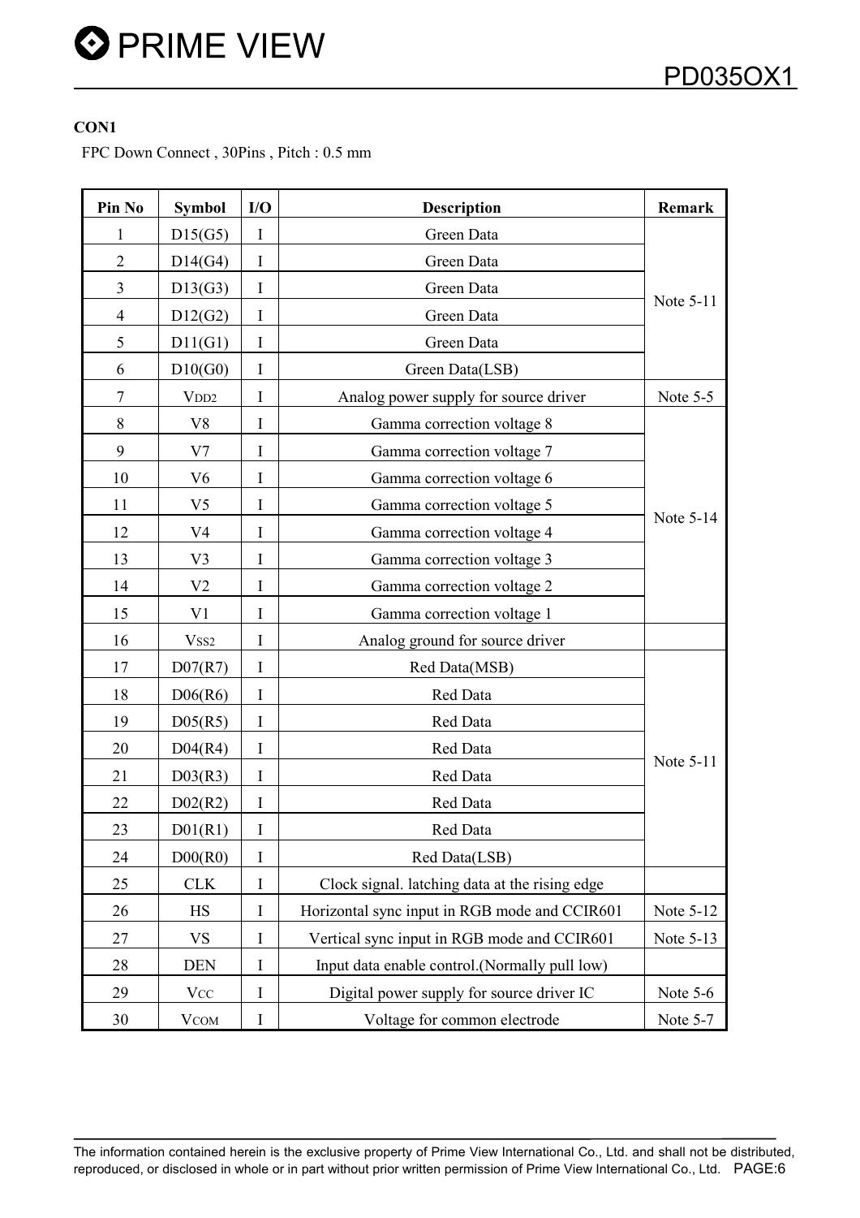**CON1**

FPC Down Connect , 30Pins , Pitch : 0.5 mm

| Pin No | Symbol | I/O | Description | Remark |
|---|---|---|---|---|
| 1 | D15(G5) | I | Green Data | Note 5-11 |
| 2 | D14(G4) | I | Green Data | |
| 3 | D13(G3) | I | Green Data | |
| 4 | D12(G2) | I | Green Data | |
| 5 | D11(G1) | I | Green Data | |
| 6 | D10(G0) | I | Green Data(LSB) | |
| 7 | $V_{DD2}$ | I | Analog power supply for source driver | Note 5-5 |
| 8 | V8 | I | Gamma correction voltage 8 | Note 5-14 |
| 9 | V7 | I | Gamma correction voltage 7 | |
| 10 | V6 | I | Gamma correction voltage 6 | |
| 11 | V5 | I | Gamma correction voltage 5 | |
| 12 | V4 | I | Gamma correction voltage 4 | |
| 13 | V3 | I | Gamma correction voltage 3 | |
| 14 | V2 | I | Gamma correction voltage 2 | |
| 15 | V1 | I | Gamma correction voltage 1 | |
| 16 | $V_{SS2}$ | I | Analog ground for source driver | |
| 17 | D07(R7) | I | Red Data(MSB) | Note 5-11 |
| 18 | D06(R6) | I | Red Data | |
| 19 | D05(R5) | I | Red Data | |
| 20 | D04(R4) | I | Red Data | |
| 21 | D03(R3) | I | Red Data | |
| 22 | D02(R2) | I | Red Data | |
| 23 | D01(R1) | I | Red Data | |
| 24 | D00(R0) | I | Red Data(LSB) | |
| 25 | CLK | I | Clock signal. latching data at the rising edge | |
| 26 | HS | I | Horizontal sync input in RGB mode and CCIR601 | Note 5-12 |
| 27 | VS | I | Vertical sync input in RGB mode and CCIR601 | Note 5-13 |
| 28 | DEN | I | Input data enable control.(Normally pull low) | |
| 29 | $V_{CC}$ | I | Digital power supply for source driver IC | Note 5-6 |
| 30 | $V_{COM}$ | I | Voltage for common electrode | Note 5-7 |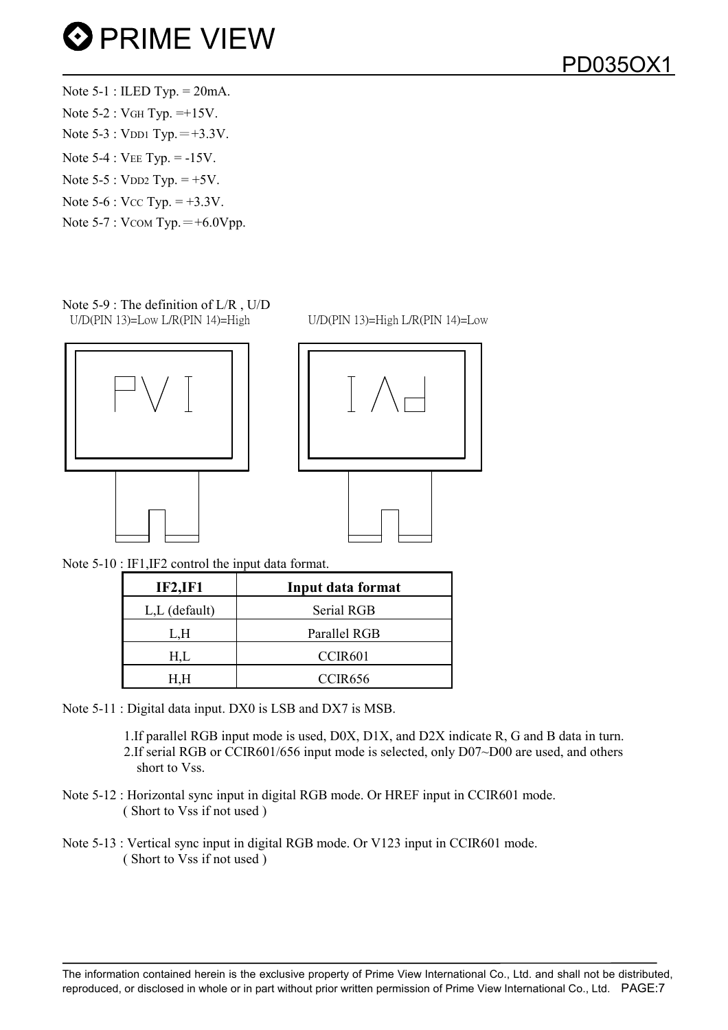Note 5-1 : ILED Typ. = 20mA.

Note 5-2 : $V_{GH}$ Typ. =+15V.

Note 5-3 : $V_{DD1}$ Typ.＝+3.3V.

Note 5-4 : $V_{EE}$ Typ. = -15V.

Note 5-5 : $V_{DD2}$ Typ. = +5V.

Note 5-6 : $V_{CC}$ Typ. = +3.3V.

Note 5-7 : $V_{COM}$ Typ.＝+6.0Vpp.

Note 5-9 : The definition of L/R , U/D

U/D(PIN 13)=Low L/R(PIN 14)=High U/D(PIN 13)=High L/R(PIN 14)=Low

Note 5-10 : IF1,IF2 control the input data format.

| IF2,IF1 | Input data format |
|---|---|
| L,L (default) | Serial RGB |
| L,H | Parallel RGB |
| H,L | CCIR601 |
| H,H | CCIR656 |

Note 5-11 : Digital data input. DX0 is LSB and DX7 is MSB.

1.If parallel RGB input mode is used, D0X, D1X, and D2X indicate R, G and B data in turn.
2.If serial RGB or CCIR601/656 input mode is selected, only D07~D00 are used, and others short to Vss.

Note 5-12 : Horizontal sync input in digital RGB mode. Or HREF input in CCIR601 mode.
( Short to Vss if not used )

Note 5-13 : Vertical sync input in digital RGB mode. Or V123 input in CCIR601 mode.
( Short to Vss if not used )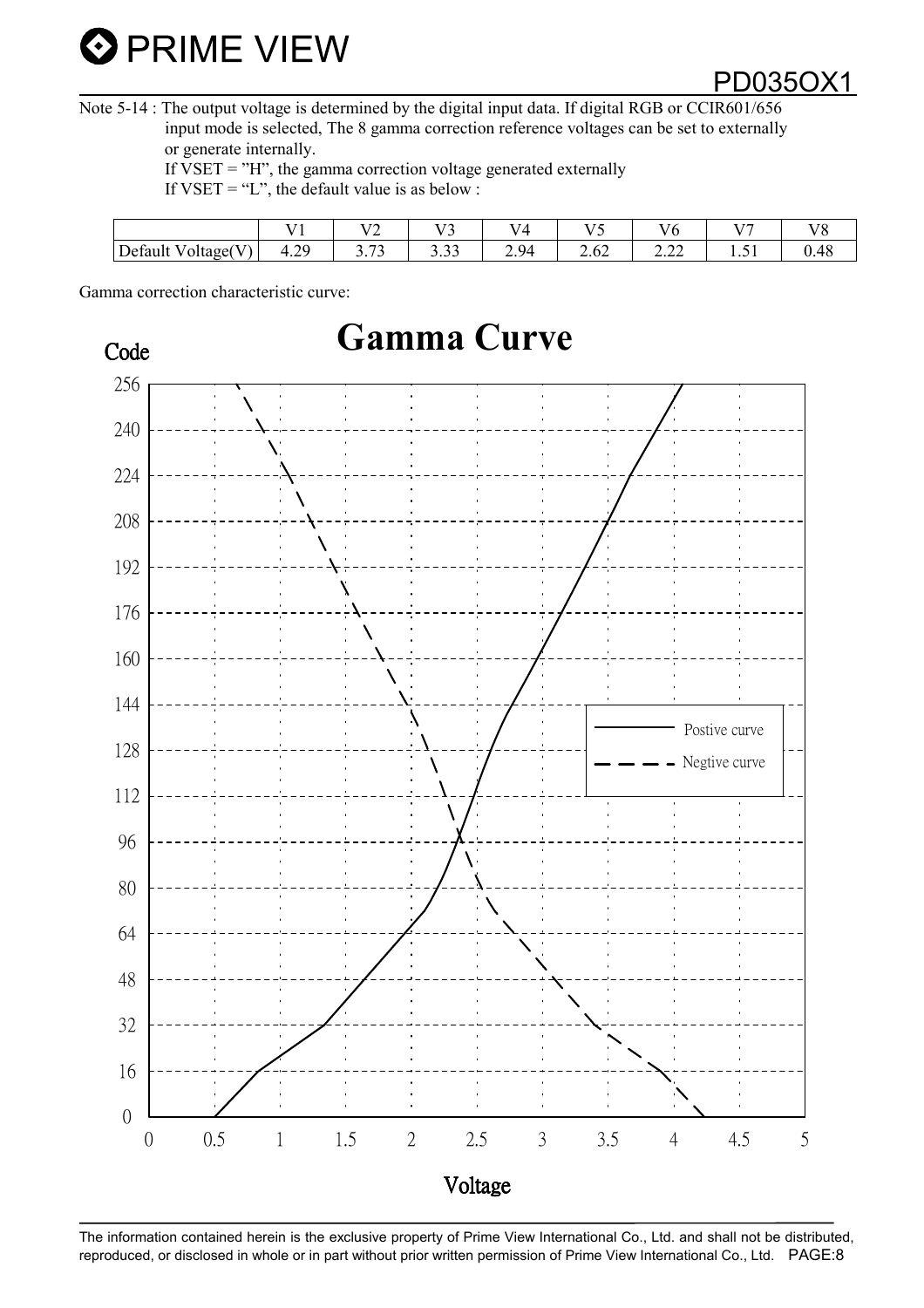Note 5-14 : The output voltage is determined by the digital input data. If digital RGB or CCIR601/656 input mode is selected, The 8 gamma correction reference voltages can be set to externally or generate internally.
If VSET = "H", the gamma correction voltage generated externally
If VSET = "L", the default value is as below :

| | V1 | V2 | V3 | V4 | V5 | V6 | V7 | V8 |
|---|---|---|---|---|---|---|---|---|
| Default Voltage(V) | 4.29 | 3.73 | 3.33 | 2.94 | 2.62 | 2.22 | 1.51 | 0.48 |

Gamma correction characteristic curve: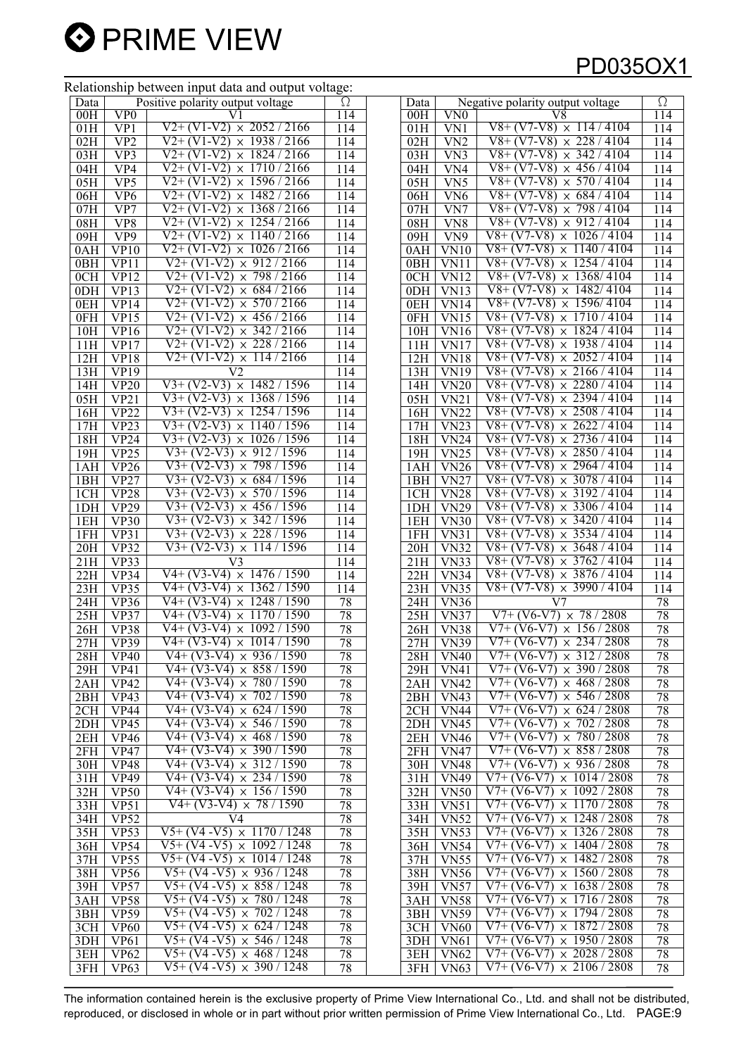Relationship between input data and output voltage:

| Data | Positive polarity output voltage | | Ω | | Data | Negative polarity output voltage | | Ω |
|---|---|---|---|---|---|---|---|---|
| 00H | VP0 | V1 | 114 | | 00H | VN0 | V8 | 114 |
| 01H | VP1 | V2+ (V1-V2) × 2052 / 2166 | 114 | | 01H | VN1 | V8+ (V7-V8) × 114 / 4104 | 114 |
| 02H | VP2 | V2+ (V1-V2) × 1938 / 2166 | 114 | | 02H | VN2 | V8+ (V7-V8) × 228 / 4104 | 114 |
| 03H | VP3 | V2+ (V1-V2) × 1824 / 2166 | 114 | | 03H | VN3 | V8+ (V7-V8) × 342 / 4104 | 114 |
| 04H | VP4 | V2+ (V1-V2) × 1710 / 2166 | 114 | | 04H | VN4 | V8+ (V7-V8) × 456 / 4104 | 114 |
| 05H | VP5 | V2+ (V1-V2) × 1596 / 2166 | 114 | | 05H | VN5 | V8+ (V7-V8) × 570 / 4104 | 114 |
| 06H | VP6 | V2+ (V1-V2) × 1482 / 2166 | 114 | | 06H | VN6 | V8+ (V7-V8) × 684 / 4104 | 114 |
| 07H | VP7 | V2+ (V1-V2) × 1368 / 2166 | 114 | | 07H | VN7 | V8+ (V7-V8) × 798 / 4104 | 114 |
| 08H | VP8 | V2+ (V1-V2) × 1254 / 2166 | 114 | | 08H | VN8 | V8+ (V7-V8) × 912 / 4104 | 114 |
| 09H | VP9 | V2+ (V1-V2) × 1140 / 2166 | 114 | | 09H | VN9 | V8+ (V7-V8) × 1026 / 4104 | 114 |
| 0AH | VP10 | V2+ (V1-V2) × 1026 / 2166 | 114 | | 0AH | VN10 | V8+ (V7-V8) × 1140 / 4104 | 114 |
| 0BH | VP11 | V2+ (V1-V2) × 912 / 2166 | 114 | | 0BH | VN11 | V8+ (V7-V8) × 1254 / 4104 | 114 |
| 0CH | VP12 | V2+ (V1-V2) × 798 / 2166 | 114 | | 0CH | VN12 | V8+ (V7-V8) × 1368/ 4104 | 114 |
| 0DH | VP13 | V2+ (V1-V2) × 684 / 2166 | 114 | | 0DH | VN13 | V8+ (V7-V8) × 1482/ 4104 | 114 |
| 0EH | VP14 | V2+ (V1-V2) × 570 / 2166 | 114 | | 0EH | VN14 | V8+ (V7-V8) × 1596/ 4104 | 114 |
| 0FH | VP15 | V2+ (V1-V2) × 456 / 2166 | 114 | | 0FH | VN15 | V8+ (V7-V8) × 1710 / 4104 | 114 |
| 10H | VP16 | V2+ (V1-V2) × 342 / 2166 | 114 | | 10H | VN16 | V8+ (V7-V8) × 1824 / 4104 | 114 |
| 11H | VP17 | V2+ (V1-V2) × 228 / 2166 | 114 | | 11H | VN17 | V8+ (V7-V8) × 1938 / 4104 | 114 |
| 12H | VP18 | V2+ (V1-V2) × 114 / 2166 | 114 | | 12H | VN18 | V8+ (V7-V8) × 2052 / 4104 | 114 |
| 13H | VP19 | V2 | 114 | | 13H | VN19 | V8+ (V7-V8) × 2166 / 4104 | 114 |
| 14H | VP20 | V3+ (V2-V3) × 1482 / 1596 | 114 | | 14H | VN20 | V8+ (V7-V8) × 2280 / 4104 | 114 |
| 05H | VP21 | V3+ (V2-V3) × 1368 / 1596 | 114 | | 05H | VN21 | V8+ (V7-V8) × 2394 / 4104 | 114 |
| 16H | VP22 | V3+ (V2-V3) × 1254 / 1596 | 114 | | 16H | VN22 | V8+ (V7-V8) × 2508 / 4104 | 114 |
| 17H | VP23 | V3+ (V2-V3) × 1140 / 1596 | 114 | | 17H | VN23 | V8+ (V7-V8) × 2622 / 4104 | 114 |
| 18H | VP24 | V3+ (V2-V3) × 1026 / 1596 | 114 | | 18H | VN24 | V8+ (V7-V8) × 2736 / 4104 | 114 |
| 19H | VP25 | V3+ (V2-V3) × 912 / 1596 | 114 | | 19H | VN25 | V8+ (V7-V8) × 2850 / 4104 | 114 |
| 1AH | VP26 | V3+ (V2-V3) × 798 / 1596 | 114 | | 1AH | VN26 | V8+ (V7-V8) × 2964 / 4104 | 114 |
| 1BH | VP27 | V3+ (V2-V3) × 684 / 1596 | 114 | | 1BH | VN27 | V8+ (V7-V8) × 3078 / 4104 | 114 |
| 1CH | VP28 | V3+ (V2-V3) × 570 / 1596 | 114 | | 1CH | VN28 | V8+ (V7-V8) × 3192 / 4104 | 114 |
| 1DH | VP29 | V3+ (V2-V3) × 456 / 1596 | 114 | | 1DH | VN29 | V8+ (V7-V8) × 3306 / 4104 | 114 |
| 1EH | VP30 | V3+ (V2-V3) × 342 / 1596 | 114 | | 1EH | VN30 | V8+ (V7-V8) × 3420 / 4104 | 114 |
| 1FH | VP31 | V3+ (V2-V3) × 228 / 1596 | 114 | | 1FH | VN31 | V8+ (V7-V8) × 3534 / 4104 | 114 |
| 20H | VP32 | V3+ (V2-V3) × 114 / 1596 | 114 | | 20H | VN32 | V8+ (V7-V8) × 3648 / 4104 | 114 |
| 21H | VP33 | V3 | 114 | | 21H | VN33 | V8+ (V7-V8) × 3762 / 4104 | 114 |
| 22H | VP34 | V4+ (V3-V4) × 1476 / 1590 | 114 | | 22H | VN34 | V8+ (V7-V8) × 3876 / 4104 | 114 |
| 23H | VP35 | V4+ (V3-V4) × 1362 / 1590 | 114 | | 23H | VN35 | V8+ (V7-V8) × 3990 / 4104 | 114 |
| 24H | VP36 | V4+ (V3-V4) × 1248 / 1590 | 78 | | 24H | VN36 | V7 | 78 |
| 25H | VP37 | V4+ (V3-V4) × 1170 / 1590 | 78 | | 25H | VN37 | V7+ (V6-V7) × 78 / 2808 | 78 |
| 26H | VP38 | V4+ (V3-V4) × 1092 / 1590 | 78 | | 26H | VN38 | V7+ (V6-V7) × 156 / 2808 | 78 |
| 27H | VP39 | V4+ (V3-V4) × 1014 / 1590 | 78 | | 27H | VN39 | V7+ (V6-V7) × 234 / 2808 | 78 |
| 28H | VP40 | V4+ (V3-V4) × 936 / 1590 | 78 | | 28H | VN40 | V7+ (V6-V7) × 312 / 2808 | 78 |
| 29H | VP41 | V4+ (V3-V4) × 858 / 1590 | 78 | | 29H | VN41 | V7+ (V6-V7) × 390 / 2808 | 78 |
| 2AH | VP42 | V4+ (V3-V4) × 780 / 1590 | 78 | | 2AH | VN42 | V7+ (V6-V7) × 468 / 2808 | 78 |
| 2BH | VP43 | V4+ (V3-V4) × 702 / 1590 | 78 | | 2BH | VN43 | V7+ (V6-V7) × 546 / 2808 | 78 |
| 2CH | VP44 | V4+ (V3-V4) × 624 / 1590 | 78 | | 2CH | VN44 | V7+ (V6-V7) × 624 / 2808 | 78 |
| 2DH | VP45 | V4+ (V3-V4) × 546 / 1590 | 78 | | 2DH | VN45 | V7+ (V6-V7) × 702 / 2808 | 78 |
| 2EH | VP46 | V4+ (V3-V4) × 468 / 1590 | 78 | | 2EH | VN46 | V7+ (V6-V7) × 780 / 2808 | 78 |
| 2FH | VP47 | V4+ (V3-V4) × 390 / 1590 | 78 | | 2FH | VN47 | V7+ (V6-V7) × 858 / 2808 | 78 |
| 30H | VP48 | V4+ (V3-V4) × 312 / 1590 | 78 | | 30H | VN48 | V7+ (V6-V7) × 936 / 2808 | 78 |
| 31H | VP49 | V4+ (V3-V4) × 234 / 1590 | 78 | | 31H | VN49 | V7+ (V6-V7) × 1014 / 2808 | 78 |
| 32H | VP50 | V4+ (V3-V4) × 156 / 1590 | 78 | | 32H | VN50 | V7+ (V6-V7) × 1092 / 2808 | 78 |
| 33H | VP51 | V4+ (V3-V4) × 78 / 1590 | 78 | | 33H | VN51 | V7+ (V6-V7) × 1170 / 2808 | 78 |
| 34H | VP52 | V4 | 78 | | 34H | VN52 | V7+ (V6-V7) × 1248 / 2808 | 78 |
| 35H | VP53 | V5+ (V4 -V5) × 1170 / 1248 | 78 | | 35H | VN53 | V7+ (V6-V7) × 1326 / 2808 | 78 |
| 36H | VP54 | V5+ (V4 -V5) × 1092 / 1248 | 78 | | 36H | VN54 | V7+ (V6-V7) × 1404 / 2808 | 78 |
| 37H | VP55 | V5+ (V4 -V5) × 1014 / 1248 | 78 | | 37H | VN55 | V7+ (V6-V7) × 1482 / 2808 | 78 |
| 38H | VP56 | V5+ (V4 -V5) × 936 / 1248 | 78 | | 38H | VN56 | V7+ (V6-V7) × 1560 / 2808 | 78 |
| 39H | VP57 | V5+ (V4 -V5) × 858 / 1248 | 78 | | 39H | VN57 | V7+ (V6-V7) × 1638 / 2808 | 78 |
| 3AH | VP58 | V5+ (V4 -V5) × 780 / 1248 | 78 | | 3AH | VN58 | V7+ (V6-V7) × 1716 / 2808 | 78 |
| 3BH | VP59 | V5+ (V4 -V5) × 702 / 1248 | 78 | | 3BH | VN59 | V7+ (V6-V7) × 1794 / 2808 | 78 |
| 3CH | VP60 | V5+ (V4 -V5) × 624 / 1248 | 78 | | 3CH | VN60 | V7+ (V6-V7) × 1872 / 2808 | 78 |
| 3DH | VP61 | V5+ (V4 -V5) × 546 / 1248 | 78 | | 3DH | VN61 | V7+ (V6-V7) × 1950 / 2808 | 78 |
| 3EH | VP62 | V5+ (V4 -V5) × 468 / 1248 | 78 | | 3EH | VN62 | V7+ (V6-V7) × 2028 / 2808 | 78 |
| 3FH | VP63 | V5+ (V4 -V5) × 390 / 1248 | 78 | | 3FH | VN63 | V7+ (V6-V7) × 2106 / 2808 | 78 |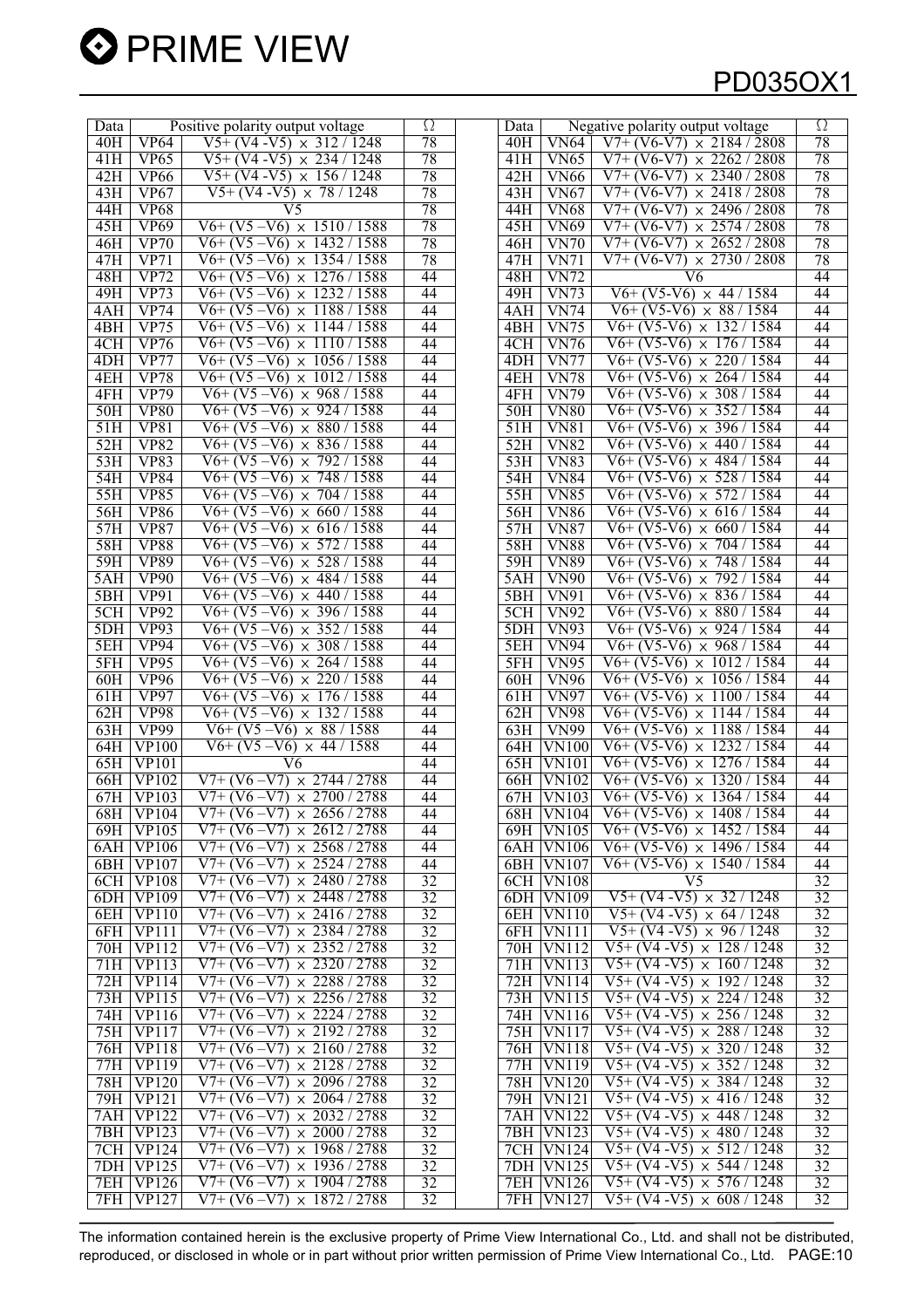| Data | | Positive polarity output voltage | Ω | | Data | | Negative polarity output voltage | Ω |
|---|---|---|---|---|---|---|---|---|
| 40H | VP64 | V5+ (V4 -V5) × 312 / 1248 | 78 | | 40H | VN64 | V7+ (V6-V7) × 2184 / 2808 | 78 |
| 41H | VP65 | V5+ (V4 -V5) × 234 / 1248 | 78 | | 41H | VN65 | V7+ (V6-V7) × 2262 / 2808 | 78 |
| 42H | VP66 | V5+ (V4 -V5) × 156 / 1248 | 78 | | 42H | VN66 | V7+ (V6-V7) × 2340 / 2808 | 78 |
| 43H | VP67 | V5+ (V4 -V5) × 78 / 1248 | 78 | | 43H | VN67 | V7+ (V6-V7) × 2418 / 2808 | 78 |
| 44H | VP68 | V5 | 78 | | 44H | VN68 | V7+ (V6-V7) × 2496 / 2808 | 78 |
| 45H | VP69 | V6+ (V5 –V6) × 1510 / 1588 | 78 | | 45H | VN69 | V7+ (V6-V7) × 2574 / 2808 | 78 |
| 46H | VP70 | V6+ (V5 –V6) × 1432 / 1588 | 78 | | 46H | VN70 | V7+ (V6-V7) × 2652 / 2808 | 78 |
| 47H | VP71 | V6+ (V5 –V6) × 1354 / 1588 | 78 | | 47H | VN71 | V7+ (V6-V7) × 2730 / 2808 | 78 |
| 48H | VP72 | V6+ (V5 –V6) × 1276 / 1588 | 44 | | 48H | VN72 | V6 | 44 |
| 49H | VP73 | V6+ (V5 –V6) × 1232 / 1588 | 44 | | 49H | VN73 | V6+ (V5-V6) × 44 / 1584 | 44 |
| 4AH | VP74 | V6+ (V5 –V6) × 1188 / 1588 | 44 | | 4AH | VN74 | V6+ (V5-V6) × 88 / 1584 | 44 |
| 4BH | VP75 | V6+ (V5 –V6) × 1144 / 1588 | 44 | | 4BH | VN75 | V6+ (V5-V6) × 132 / 1584 | 44 |
| 4CH | VP76 | V6+ (V5 –V6) × 1110 / 1588 | 44 | | 4CH | VN76 | V6+ (V5-V6) × 176 / 1584 | 44 |
| 4DH | VP77 | V6+ (V5 –V6) × 1056 / 1588 | 44 | | 4DH | VN77 | V6+ (V5-V6) × 220 / 1584 | 44 |
| 4EH | VP78 | V6+ (V5 –V6) × 1012 / 1588 | 44 | | 4EH | VN78 | V6+ (V5-V6) × 264 / 1584 | 44 |
| 4FH | VP79 | V6+ (V5 –V6) × 968 / 1588 | 44 | | 4FH | VN79 | V6+ (V5-V6) × 308 / 1584 | 44 |
| 50H | VP80 | V6+ (V5 –V6) × 924 / 1588 | 44 | | 50H | VN80 | V6+ (V5-V6) × 352 / 1584 | 44 |
| 51H | VP81 | V6+ (V5 –V6) × 880 / 1588 | 44 | | 51H | VN81 | V6+ (V5-V6) × 396 / 1584 | 44 |
| 52H | VP82 | V6+ (V5 –V6) × 836 / 1588 | 44 | | 52H | VN82 | V6+ (V5-V6) × 440 / 1584 | 44 |
| 53H | VP83 | V6+ (V5 –V6) × 792 / 1588 | 44 | | 53H | VN83 | V6+ (V5-V6) × 484 / 1584 | 44 |
| 54H | VP84 | V6+ (V5 –V6) × 748 / 1588 | 44 | | 54H | VN84 | V6+ (V5-V6) × 528 / 1584 | 44 |
| 55H | VP85 | V6+ (V5 –V6) × 704 / 1588 | 44 | | 55H | VN85 | V6+ (V5-V6) × 572 / 1584 | 44 |
| 56H | VP86 | V6+ (V5 –V6) × 660 / 1588 | 44 | | 56H | VN86 | V6+ (V5-V6) × 616 / 1584 | 44 |
| 57H | VP87 | V6+ (V5 –V6) × 616 / 1588 | 44 | | 57H | VN87 | V6+ (V5-V6) × 660 / 1584 | 44 |
| 58H | VP88 | V6+ (V5 –V6) × 572 / 1588 | 44 | | 58H | VN88 | V6+ (V5-V6) × 704 / 1584 | 44 |
| 59H | VP89 | V6+ (V5 –V6) × 528 / 1588 | 44 | | 59H | VN89 | V6+ (V5-V6) × 748 / 1584 | 44 |
| 5AH | VP90 | V6+ (V5 –V6) × 484 / 1588 | 44 | | 5AH | VN90 | V6+ (V5-V6) × 792 / 1584 | 44 |
| 5BH | VP91 | V6+ (V5 –V6) × 440 / 1588 | 44 | | 5BH | VN91 | V6+ (V5-V6) × 836 / 1584 | 44 |
| 5CH | VP92 | V6+ (V5 –V6) × 396 / 1588 | 44 | | 5CH | VN92 | V6+ (V5-V6) × 880 / 1584 | 44 |
| 5DH | VP93 | V6+ (V5 –V6) × 352 / 1588 | 44 | | 5DH | VN93 | V6+ (V5-V6) × 924 / 1584 | 44 |
| 5EH | VP94 | V6+ (V5 –V6) × 308 / 1588 | 44 | | 5EH | VN94 | V6+ (V5-V6) × 968 / 1584 | 44 |
| 5FH | VP95 | V6+ (V5 –V6) × 264 / 1588 | 44 | | 5FH | VN95 | V6+ (V5-V6) × 1012 / 1584 | 44 |
| 60H | VP96 | V6+ (V5 –V6) × 220 / 1588 | 44 | | 60H | VN96 | V6+ (V5-V6) × 1056 / 1584 | 44 |
| 61H | VP97 | V6+ (V5 –V6) × 176 / 1588 | 44 | | 61H | VN97 | V6+ (V5-V6) × 1100 / 1584 | 44 |
| 62H | VP98 | V6+ (V5 –V6) × 132 / 1588 | 44 | | 62H | VN98 | V6+ (V5-V6) × 1144 / 1584 | 44 |
| 63H | VP99 | V6+ (V5 –V6) × 88 / 1588 | 44 | | 63H | VN99 | V6+ (V5-V6) × 1188 / 1584 | 44 |
| 64H | VP100 | V6+ (V5 –V6) × 44 / 1588 | 44 | | 64H | VN100 | V6+ (V5-V6) × 1232 / 1584 | 44 |
| 65H | VP101 | V6 | 44 | | 65H | VN101 | V6+ (V5-V6) × 1276 / 1584 | 44 |
| 66H | VP102 | V7+ (V6 –V7) × 2744 / 2788 | 44 | | 66H | VN102 | V6+ (V5-V6) × 1320 / 1584 | 44 |
| 67H | VP103 | V7+ (V6 –V7) × 2700 / 2788 | 44 | | 67H | VN103 | V6+ (V5-V6) × 1364 / 1584 | 44 |
| 68H | VP104 | V7+ (V6 –V7) × 2656 / 2788 | 44 | | 68H | VN104 | V6+ (V5-V6) × 1408 / 1584 | 44 |
| 69H | VP105 | V7+ (V6 –V7) × 2612 / 2788 | 44 | | 69H | VN105 | V6+ (V5-V6) × 1452 / 1584 | 44 |
| 6AH | VP106 | V7+ (V6 –V7) × 2568 / 2788 | 44 | | 6AH | VN106 | V6+ (V5-V6) × 1496 / 1584 | 44 |
| 6BH | VP107 | V7+ (V6 –V7) × 2524 / 2788 | 44 | | 6BH | VN107 | V6+ (V5-V6) × 1540 / 1584 | 44 |
| 6CH | VP108 | V7+ (V6 –V7) × 2480 / 2788 | 32 | | 6CH | VN108 | V5 | 32 |
| 6DH | VP109 | V7+ (V6 –V7) × 2448 / 2788 | 32 | | 6DH | VN109 | V5+ (V4 -V5) × 32 / 1248 | 32 |
| 6EH | VP110 | V7+ (V6 –V7) × 2416 / 2788 | 32 | | 6EH | VN110 | V5+ (V4 -V5) × 64 / 1248 | 32 |
| 6FH | VP111 | V7+ (V6 –V7) × 2384 / 2788 | 32 | | 6FH | VN111 | V5+ (V4 -V5) × 96 / 1248 | 32 |
| 70H | VP112 | V7+ (V6 –V7) × 2352 / 2788 | 32 | | 70H | VN112 | V5+ (V4 -V5) × 128 / 1248 | 32 |
| 71H | VP113 | V7+ (V6 –V7) × 2320 / 2788 | 32 | | 71H | VN113 | V5+ (V4 -V5) × 160 / 1248 | 32 |
| 72H | VP114 | V7+ (V6 –V7) × 2288 / 2788 | 32 | | 72H | VN114 | V5+ (V4 -V5) × 192 / 1248 | 32 |
| 73H | VP115 | V7+ (V6 –V7) × 2256 / 2788 | 32 | | 73H | VN115 | V5+ (V4 -V5) × 224 / 1248 | 32 |
| 74H | VP116 | V7+ (V6 –V7) × 2224 / 2788 | 32 | | 74H | VN116 | V5+ (V4 -V5) × 256 / 1248 | 32 |
| 75H | VP117 | V7+ (V6 –V7) × 2192 / 2788 | 32 | | 75H | VN117 | V5+ (V4 -V5) × 288 / 1248 | 32 |
| 76H | VP118 | V7+ (V6 –V7) × 2160 / 2788 | 32 | | 76H | VN118 | V5+ (V4 -V5) × 320 / 1248 | 32 |
| 77H | VP119 | V7+ (V6 –V7) × 2128 / 2788 | 32 | | 77H | VN119 | V5+ (V4 -V5) × 352 / 1248 | 32 |
| 78H | VP120 | V7+ (V6 –V7) × 2096 / 2788 | 32 | | 78H | VN120 | V5+ (V4 -V5) × 384 / 1248 | 32 |
| 79H | VP121 | V7+ (V6 –V7) × 2064 / 2788 | 32 | | 79H | VN121 | V5+ (V4 -V5) × 416 / 1248 | 32 |
| 7AH | VP122 | V7+ (V6 –V7) × 2032 / 2788 | 32 | | 7AH | VN122 | V5+ (V4 -V5) × 448 / 1248 | 32 |
| 7BH | VP123 | V7+ (V6 –V7) × 2000 / 2788 | 32 | | 7BH | VN123 | V5+ (V4 -V5) × 480 / 1248 | 32 |
| 7CH | VP124 | V7+ (V6 –V7) × 1968 / 2788 | 32 | | 7CH | VN124 | V5+ (V4 -V5) × 512 / 1248 | 32 |
| 7DH | VP125 | V7+ (V6 –V7) × 1936 / 2788 | 32 | | 7DH | VN125 | V5+ (V4 -V5) × 544 / 1248 | 32 |
| 7EH | VP126 | V7+ (V6 –V7) × 1904 / 2788 | 32 | | 7EH | VN126 | V5+ (V4 -V5) × 576 / 1248 | 32 |
| 7FH | VP127 | V7+ (V6 –V7) × 1872 / 2788 | 32 | | 7FH | VN127 | V5+ (V4 -V5) × 608 / 1248 | 32 |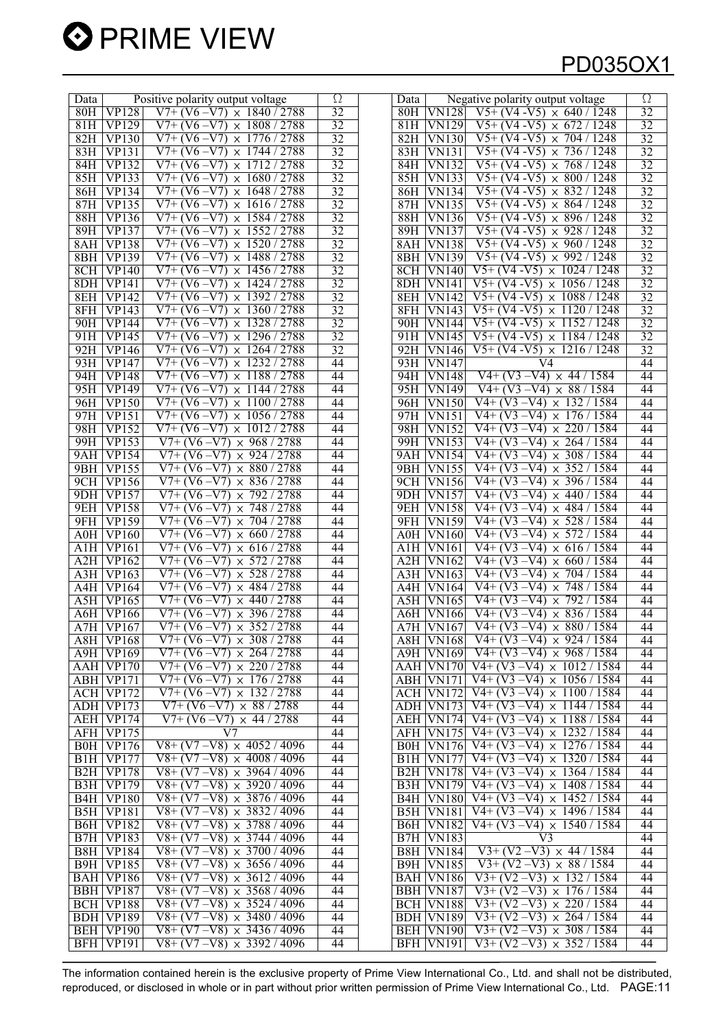| Data | Positive polarity output voltage | | Ω |
|---|---|---|---|
| 80H | VP128 | V7+ (V6 –V7) × 1840 / 2788 | 32 |
| 81H | VP129 | V7+ (V6 –V7) × 1808 / 2788 | 32 |
| 82H | VP130 | V7+ (V6 –V7) × 1776 / 2788 | 32 |
| 83H | VP131 | V7+ (V6 –V7) × 1744 / 2788 | 32 |
| 84H | VP132 | V7+ (V6 –V7) × 1712 / 2788 | 32 |
| 85H | VP133 | V7+ (V6 –V7) × 1680 / 2788 | 32 |
| 86H | VP134 | V7+ (V6 –V7) × 1648 / 2788 | 32 |
| 87H | VP135 | V7+ (V6 –V7) × 1616 / 2788 | 32 |
| 88H | VP136 | V7+ (V6 –V7) × 1584 / 2788 | 32 |
| 89H | VP137 | V7+ (V6 –V7) × 1552 / 2788 | 32 |
| 8AH | VP138 | V7+ (V6 –V7) × 1520 / 2788 | 32 |
| 8BH | VP139 | V7+ (V6 –V7) × 1488 / 2788 | 32 |
| 8CH | VP140 | V7+ (V6 –V7) × 1456 / 2788 | 32 |
| 8DH | VP141 | V7+ (V6 –V7) × 1424 / 2788 | 32 |
| 8EH | VP142 | V7+ (V6 –V7) × 1392 / 2788 | 32 |
| 8FH | VP143 | V7+ (V6 –V7) × 1360 / 2788 | 32 |
| 90H | VP144 | V7+ (V6 –V7) × 1328 / 2788 | 32 |
| 91H | VP145 | V7+ (V6 –V7) × 1296 / 2788 | 32 |
| 92H | VP146 | V7+ (V6 –V7) × 1264 / 2788 | 32 |
| 93H | VP147 | V7+ (V6 –V7) × 1232 / 2788 | 44 |
| 94H | VP148 | V7+ (V6 –V7) × 1188 / 2788 | 44 |
| 95H | VP149 | V7+ (V6 –V7) × 1144 / 2788 | 44 |
| 96H | VP150 | V7+ (V6 –V7) × 1100 / 2788 | 44 |
| 97H | VP151 | V7+ (V6 –V7) × 1056 / 2788 | 44 |
| 98H | VP152 | V7+ (V6 –V7) × 1012 / 2788 | 44 |
| 99H | VP153 | V7+ (V6 –V7) × 968 / 2788 | 44 |
| 9AH | VP154 | V7+ (V6 –V7) × 924 / 2788 | 44 |
| 9BH | VP155 | V7+ (V6 –V7) × 880 / 2788 | 44 |
| 9CH | VP156 | V7+ (V6 –V7) × 836 / 2788 | 44 |
| 9DH | VP157 | V7+ (V6 –V7) × 792 / 2788 | 44 |
| 9EH | VP158 | V7+ (V6 –V7) × 748 / 2788 | 44 |
| 9FH | VP159 | V7+ (V6 –V7) × 704 / 2788 | 44 |
| A0H | VP160 | V7+ (V6 –V7) × 660 / 2788 | 44 |
| A1H | VP161 | V7+ (V6 –V7) × 616 / 2788 | 44 |
| A2H | VP162 | V7+ (V6 –V7) × 572 / 2788 | 44 |
| A3H | VP163 | V7+ (V6 –V7) × 528 / 2788 | 44 |
| A4H | VP164 | V7+ (V6 –V7) × 484 / 2788 | 44 |
| A5H | VP165 | V7+ (V6 –V7) × 440 / 2788 | 44 |
| A6H | VP166 | V7+ (V6 –V7) × 396 / 2788 | 44 |
| A7H | VP167 | V7+ (V6 –V7) × 352 / 2788 | 44 |
| A8H | VP168 | V7+ (V6 –V7) × 308 / 2788 | 44 |
| A9H | VP169 | V7+ (V6 –V7) × 264 / 2788 | 44 |
| AAH | VP170 | V7+ (V6 –V7) × 220 / 2788 | 44 |
| ABH | VP171 | V7+ (V6 –V7) × 176 / 2788 | 44 |
| ACH | VP172 | V7+ (V6 –V7) × 132 / 2788 | 44 |
| ADH | VP173 | V7+ (V6 –V7) × 88 / 2788 | 44 |
| AEH | VP174 | V7+ (V6 –V7) × 44 / 2788 | 44 |
| AFH | VP175 | V7 | 44 |
| B0H | VP176 | V8+ (V7 –V8) × 4052 / 4096 | 44 |
| B1H | VP177 | V8+ (V7 –V8) × 4008 / 4096 | 44 |
| B2H | VP178 | V8+ (V7 –V8) × 3964 / 4096 | 44 |
| B3H | VP179 | V8+ (V7 –V8) × 3920 / 4096 | 44 |
| B4H | VP180 | V8+ (V7 –V8) × 3876 / 4096 | 44 |
| B5H | VP181 | V8+ (V7 –V8) × 3832 / 4096 | 44 |
| B6H | VP182 | V8+ (V7 –V8) × 3788 / 4096 | 44 |
| B7H | VP183 | V8+ (V7 –V8) × 3744 / 4096 | 44 |
| B8H | VP184 | V8+ (V7 –V8) × 3700 / 4096 | 44 |
| B9H | VP185 | V8+ (V7 –V8) × 3656 / 4096 | 44 |
| BAH | VP186 | V8+ (V7 –V8) × 3612 / 4096 | 44 |
| BBH | VP187 | V8+ (V7 –V8) × 3568 / 4096 | 44 |
| BCH | VP188 | V8+ (V7 –V8) × 3524 / 4096 | 44 |
| BDH | VP189 | V8+ (V7 –V8) × 3480 / 4096 | 44 |
| BEH | VP190 | V8+ (V7 –V8) × 3436 / 4096 | 44 |
| BFH | VP191 | V8+ (V7 –V8) × 3392 / 4096 | 44 |

| Data | Negative polarity output voltage | | Ω |
|---|---|---|---|
| 80H | VN128 | V5+ (V4 -V5) × 640 / 1248 | 32 |
| 81H | VN129 | V5+ (V4 -V5) × 672 / 1248 | 32 |
| 82H | VN130 | V5+ (V4 -V5) × 704 / 1248 | 32 |
| 83H | VN131 | V5+ (V4 -V5) × 736 / 1248 | 32 |
| 84H | VN132 | V5+ (V4 -V5) × 768 / 1248 | 32 |
| 85H | VN133 | V5+ (V4 -V5) × 800 / 1248 | 32 |
| 86H | VN134 | V5+ (V4 -V5) × 832 / 1248 | 32 |
| 87H | VN135 | V5+ (V4 -V5) × 864 / 1248 | 32 |
| 88H | VN136 | V5+ (V4 -V5) × 896 / 1248 | 32 |
| 89H | VN137 | V5+ (V4 -V5) × 928 / 1248 | 32 |
| 8AH | VN138 | V5+ (V4 -V5) × 960 / 1248 | 32 |
| 8BH | VN139 | V5+ (V4 -V5) × 992 / 1248 | 32 |
| 8CH | VN140 | V5+ (V4 -V5) × 1024 / 1248 | 32 |
| 8DH | VN141 | V5+ (V4 -V5) × 1056 / 1248 | 32 |
| 8EH | VN142 | V5+ (V4 -V5) × 1088 / 1248 | 32 |
| 8FH | VN143 | V5+ (V4 -V5) × 1120 / 1248 | 32 |
| 90H | VN144 | V5+ (V4 -V5) × 1152 / 1248 | 32 |
| 91H | VN145 | V5+ (V4 -V5) × 1184 / 1248 | 32 |
| 92H | VN146 | V5+ (V4 -V5) × 1216 / 1248 | 32 |
| 93H | VN147 | V4 | 44 |
| 94H | VN148 | V4+ (V3 –V4) × 44 / 1584 | 44 |
| 95H | VN149 | V4+ (V3 –V4) × 88 / 1584 | 44 |
| 96H | VN150 | V4+ (V3 –V4) × 132 / 1584 | 44 |
| 97H | VN151 | V4+ (V3 –V4) × 176 / 1584 | 44 |
| 98H | VN152 | V4+ (V3 –V4) × 220 / 1584 | 44 |
| 99H | VN153 | V4+ (V3 –V4) × 264 / 1584 | 44 |
| 9AH | VN154 | V4+ (V3 –V4) × 308 / 1584 | 44 |
| 9BH | VN155 | V4+ (V3 –V4) × 352 / 1584 | 44 |
| 9CH | VN156 | V4+ (V3 –V4) × 396 / 1584 | 44 |
| 9DH | VN157 | V4+ (V3 –V4) × 440 / 1584 | 44 |
| 9EH | VN158 | V4+ (V3 –V4) × 484 / 1584 | 44 |
| 9FH | VN159 | V4+ (V3 –V4) × 528 / 1584 | 44 |
| A0H | VN160 | V4+ (V3 –V4) × 572 / 1584 | 44 |
| A1H | VN161 | V4+ (V3 –V4) × 616 / 1584 | 44 |
| A2H | VN162 | V4+ (V3 –V4) × 660 / 1584 | 44 |
| A3H | VN163 | V4+ (V3 –V4) × 704 / 1584 | 44 |
| A4H | VN164 | V4+ (V3 –V4) × 748 / 1584 | 44 |
| A5H | VN165 | V4+ (V3 –V4) × 792 / 1584 | 44 |
| A6H | VN166 | V4+ (V3 –V4) × 836 / 1584 | 44 |
| A7H | VN167 | V4+ (V3 –V4) × 880 / 1584 | 44 |
| A8H | VN168 | V4+ (V3 –V4) × 924 / 1584 | 44 |
| A9H | VN169 | V4+ (V3 –V4) × 968 / 1584 | 44 |
| AAH | VN170 | V4+ (V3 –V4) × 1012 / 1584 | 44 |
| ABH | VN171 | V4+ (V3 –V4) × 1056 / 1584 | 44 |
| ACH | VN172 | V4+ (V3 –V4) × 1100 / 1584 | 44 |
| ADH | VN173 | V4+ (V3 –V4) × 1144 / 1584 | 44 |
| AEH | VN174 | V4+ (V3 –V4) × 1188 / 1584 | 44 |
| AFH | VN175 | V4+ (V3 –V4) × 1232 / 1584 | 44 |
| B0H | VN176 | V4+ (V3 –V4) × 1276 / 1584 | 44 |
| B1H | VN177 | V4+ (V3 –V4) × 1320 / 1584 | 44 |
| B2H | VN178 | V4+ (V3 –V4) × 1364 / 1584 | 44 |
| B3H | VN179 | V4+ (V3 –V4) × 1408 / 1584 | 44 |
| B4H | VN180 | V4+ (V3 –V4) × 1452 / 1584 | 44 |
| B5H | VN181 | V4+ (V3 –V4) × 1496 / 1584 | 44 |
| B6H | VN182 | V4+ (V3 –V4) × 1540 / 1584 | 44 |
| B7H | VN183 | V3 | 44 |
| B8H | VN184 | V3+ (V2 –V3) × 44 / 1584 | 44 |
| B9H | VN185 | V3+ (V2 –V3) × 88 / 1584 | 44 |
| BAH | VN186 | V3+ (V2 –V3) × 132 / 1584 | 44 |
| BBH | VN187 | V3+ (V2 –V3) × 176 / 1584 | 44 |
| BCH | VN188 | V3+ (V2 –V3) × 220 / 1584 | 44 |
| BDH | VN189 | V3+ (V2 –V3) × 264 / 1584 | 44 |
| BEH | VN190 | V3+ (V2 –V3) × 308 / 1584 | 44 |
| BFH | VN191 | V3+ (V2 –V3) × 352 / 1584 | 44 |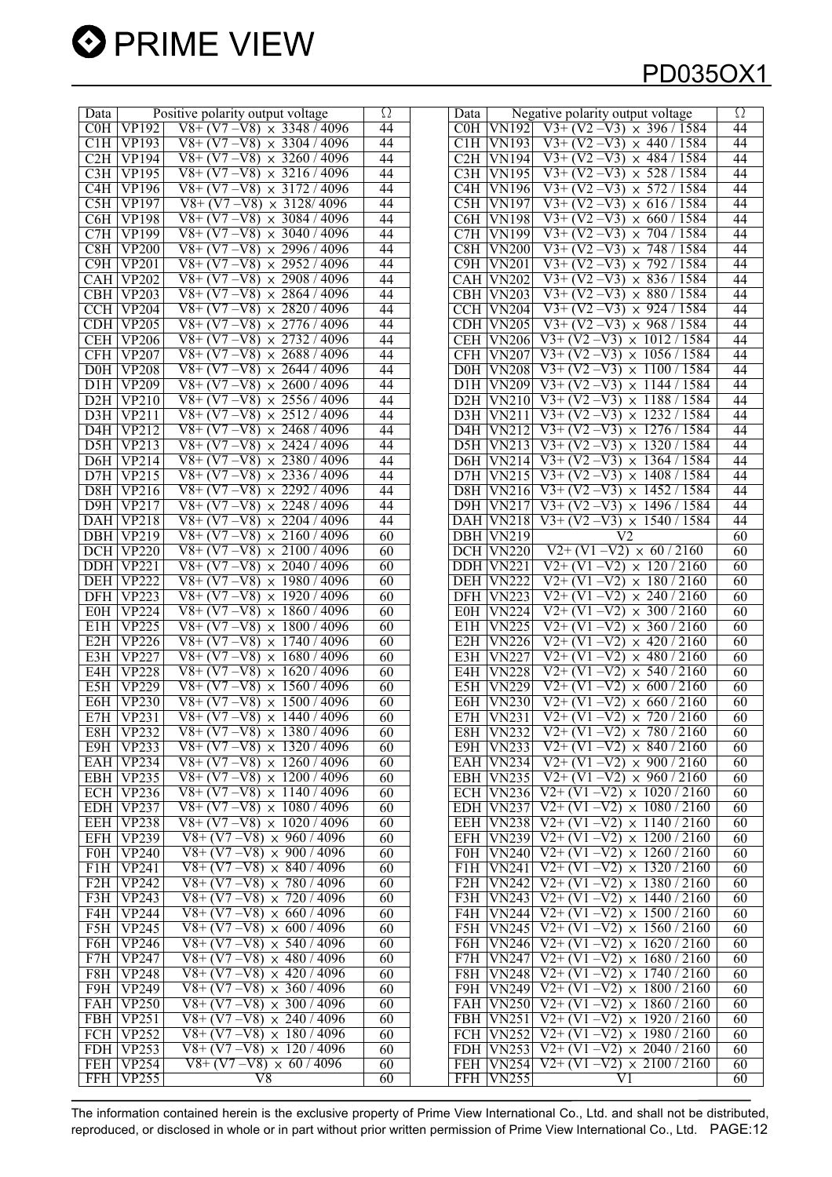| Data | Positive polarity output voltage | | Ω |
|---|---|---|---|
| C0H | VP192 | V8+ (V7 –V8) × 3348 / 4096 | 44 |
| C1H | VP193 | V8+ (V7 –V8) × 3304 / 4096 | 44 |
| C2H | VP194 | V8+ (V7 –V8) × 3260 / 4096 | 44 |
| C3H | VP195 | V8+ (V7 –V8) × 3216 / 4096 | 44 |
| C4H | VP196 | V8+ (V7 –V8) × 3172 / 4096 | 44 |
| C5H | VP197 | V8+ (V7 –V8) × 3128/ 4096 | 44 |
| C6H | VP198 | V8+ (V7 –V8) × 3084 / 4096 | 44 |
| C7H | VP199 | V8+ (V7 –V8) × 3040 / 4096 | 44 |
| C8H | VP200 | V8+ (V7 –V8) × 2996 / 4096 | 44 |
| C9H | VP201 | V8+ (V7 –V8) × 2952 / 4096 | 44 |
| CAH | VP202 | V8+ (V7 –V8) × 2908 / 4096 | 44 |
| CBH | VP203 | V8+ (V7 –V8) × 2864 / 4096 | 44 |
| CCH | VP204 | V8+ (V7 –V8) × 2820 / 4096 | 44 |
| CDH | VP205 | V8+ (V7 –V8) × 2776 / 4096 | 44 |
| CEH | VP206 | V8+ (V7 –V8) × 2732 / 4096 | 44 |
| CFH | VP207 | V8+ (V7 –V8) × 2688 / 4096 | 44 |
| D0H | VP208 | V8+ (V7 –V8) × 2644 / 4096 | 44 |
| D1H | VP209 | V8+ (V7 –V8) × 2600 / 4096 | 44 |
| D2H | VP210 | V8+ (V7 –V8) × 2556 / 4096 | 44 |
| D3H | VP211 | V8+ (V7 –V8) × 2512 / 4096 | 44 |
| D4H | VP212 | V8+ (V7 –V8) × 2468 / 4096 | 44 |
| D5H | VP213 | V8+ (V7 –V8) × 2424 / 4096 | 44 |
| D6H | VP214 | V8+ (V7 –V8) × 2380 / 4096 | 44 |
| D7H | VP215 | V8+ (V7 –V8) × 2336 / 4096 | 44 |
| D8H | VP216 | V8+ (V7 –V8) × 2292 / 4096 | 44 |
| D9H | VP217 | V8+ (V7 –V8) × 2248 / 4096 | 44 |
| DAH | VP218 | V8+ (V7 –V8) × 2204 / 4096 | 44 |
| DBH | VP219 | V8+ (V7 –V8) × 2160 / 4096 | 60 |
| DCH | VP220 | V8+ (V7 –V8) × 2100 / 4096 | 60 |
| DDH | VP221 | V8+ (V7 –V8) × 2040 / 4096 | 60 |
| DEH | VP222 | V8+ (V7 –V8) × 1980 / 4096 | 60 |
| DFH | VP223 | V8+ (V7 –V8) × 1920 / 4096 | 60 |
| E0H | VP224 | V8+ (V7 –V8) × 1860 / 4096 | 60 |
| E1H | VP225 | V8+ (V7 –V8) × 1800 / 4096 | 60 |
| E2H | VP226 | V8+ (V7 –V8) × 1740 / 4096 | 60 |
| E3H | VP227 | V8+ (V7 –V8) × 1680 / 4096 | 60 |
| E4H | VP228 | V8+ (V7 –V8) × 1620 / 4096 | 60 |
| E5H | VP229 | V8+ (V7 –V8) × 1560 / 4096 | 60 |
| E6H | VP230 | V8+ (V7 –V8) × 1500 / 4096 | 60 |
| E7H | VP231 | V8+ (V7 –V8) × 1440 / 4096 | 60 |
| E8H | VP232 | V8+ (V7 –V8) × 1380 / 4096 | 60 |
| E9H | VP233 | V8+ (V7 –V8) × 1320 / 4096 | 60 |
| EAH | VP234 | V8+ (V7 –V8) × 1260 / 4096 | 60 |
| EBH | VP235 | V8+ (V7 –V8) × 1200 / 4096 | 60 |
| ECH | VP236 | V8+ (V7 –V8) × 1140 / 4096 | 60 |
| EDH | VP237 | V8+ (V7 –V8) × 1080 / 4096 | 60 |
| EEH | VP238 | V8+ (V7 –V8) × 1020 / 4096 | 60 |
| EFH | VP239 | V8+ (V7 –V8) × 960 / 4096 | 60 |
| F0H | VP240 | V8+ (V7 –V8) × 900 / 4096 | 60 |
| F1H | VP241 | V8+ (V7 –V8) × 840 / 4096 | 60 |
| F2H | VP242 | V8+ (V7 –V8) × 780 / 4096 | 60 |
| F3H | VP243 | V8+ (V7 –V8) × 720 / 4096 | 60 |
| F4H | VP244 | V8+ (V7 –V8) × 660 / 4096 | 60 |
| F5H | VP245 | V8+ (V7 –V8) × 600 / 4096 | 60 |
| F6H | VP246 | V8+ (V7 –V8) × 540 / 4096 | 60 |
| F7H | VP247 | V8+ (V7 –V8) × 480 / 4096 | 60 |
| F8H | VP248 | V8+ (V7 –V8) × 420 / 4096 | 60 |
| F9H | VP249 | V8+ (V7 –V8) × 360 / 4096 | 60 |
| FAH | VP250 | V8+ (V7 –V8) × 300 / 4096 | 60 |
| FBH | VP251 | V8+ (V7 –V8) × 240 / 4096 | 60 |
| FCH | VP252 | V8+ (V7 –V8) × 180 / 4096 | 60 |
| FDH | VP253 | V8+ (V7 –V8) × 120 / 4096 | 60 |
| FEH | VP254 | V8+ (V7 –V8) × 60 / 4096 | 60 |
| FFH | VP255 | V8 | 60 |

| Data | Negative polarity output voltage | | Ω |
|---|---|---|---|
| C0H | VN192 | V3+ (V2 –V3) × 396 / 1584 | 44 |
| C1H | VN193 | V3+ (V2 –V3) × 440 / 1584 | 44 |
| C2H | VN194 | V3+ (V2 –V3) × 484 / 1584 | 44 |
| C3H | VN195 | V3+ (V2 –V3) × 528 / 1584 | 44 |
| C4H | VN196 | V3+ (V2 –V3) × 572 / 1584 | 44 |
| C5H | VN197 | V3+ (V2 –V3) × 616 / 1584 | 44 |
| C6H | VN198 | V3+ (V2 –V3) × 660 / 1584 | 44 |
| C7H | VN199 | V3+ (V2 –V3) × 704 / 1584 | 44 |
| C8H | VN200 | V3+ (V2 –V3) × 748 / 1584 | 44 |
| C9H | VN201 | V3+ (V2 –V3) × 792 / 1584 | 44 |
| CAH | VN202 | V3+ (V2 –V3) × 836 / 1584 | 44 |
| CBH | VN203 | V3+ (V2 –V3) × 880 / 1584 | 44 |
| CCH | VN204 | V3+ (V2 –V3) × 924 / 1584 | 44 |
| CDH | VN205 | V3+ (V2 –V3) × 968 / 1584 | 44 |
| CEH | VN206 | V3+ (V2 –V3) × 1012 / 1584 | 44 |
| CFH | VN207 | V3+ (V2 –V3) × 1056 / 1584 | 44 |
| D0H | VN208 | V3+ (V2 –V3) × 1100 / 1584 | 44 |
| D1H | VN209 | V3+ (V2 –V3) × 1144 / 1584 | 44 |
| D2H | VN210 | V3+ (V2 –V3) × 1188 / 1584 | 44 |
| D3H | VN211 | V3+ (V2 –V3) × 1232 / 1584 | 44 |
| D4H | VN212 | V3+ (V2 –V3) × 1276 / 1584 | 44 |
| D5H | VN213 | V3+ (V2 –V3) × 1320 / 1584 | 44 |
| D6H | VN214 | V3+ (V2 –V3) × 1364 / 1584 | 44 |
| D7H | VN215 | V3+ (V2 –V3) × 1408 / 1584 | 44 |
| D8H | VN216 | V3+ (V2 –V3) × 1452 / 1584 | 44 |
| D9H | VN217 | V3+ (V2 –V3) × 1496 / 1584 | 44 |
| DAH | VN218 | V3+ (V2 –V3) × 1540 / 1584 | 44 |
| DBH | VN219 | V2 | 60 |
| DCH | VN220 | V2+ (V1 –V2) × 60 / 2160 | 60 |
| DDH | VN221 | V2+ (V1 –V2) × 120 / 2160 | 60 |
| DEH | VN222 | V2+ (V1 –V2) × 180 / 2160 | 60 |
| DFH | VN223 | V2+ (V1 –V2) × 240 / 2160 | 60 |
| E0H | VN224 | V2+ (V1 –V2) × 300 / 2160 | 60 |
| E1H | VN225 | V2+ (V1 –V2) × 360 / 2160 | 60 |
| E2H | VN226 | V2+ (V1 –V2) × 420 / 2160 | 60 |
| E3H | VN227 | V2+ (V1 –V2) × 480 / 2160 | 60 |
| E4H | VN228 | V2+ (V1 –V2) × 540 / 2160 | 60 |
| E5H | VN229 | V2+ (V1 –V2) × 600 / 2160 | 60 |
| E6H | VN230 | V2+ (V1 –V2) × 660 / 2160 | 60 |
| E7H | VN231 | V2+ (V1 –V2) × 720 / 2160 | 60 |
| E8H | VN232 | V2+ (V1 –V2) × 780 / 2160 | 60 |
| E9H | VN233 | V2+ (V1 –V2) × 840 / 2160 | 60 |
| EAH | VN234 | V2+ (V1 –V2) × 900 / 2160 | 60 |
| EBH | VN235 | V2+ (V1 –V2) × 960 / 2160 | 60 |
| ECH | VN236 | V2+ (V1 –V2) × 1020 / 2160 | 60 |
| EDH | VN237 | V2+ (V1 –V2) × 1080 / 2160 | 60 |
| EEH | VN238 | V2+ (V1 –V2) × 1140 / 2160 | 60 |
| EFH | VN239 | V2+ (V1 –V2) × 1200 / 2160 | 60 |
| F0H | VN240 | V2+ (V1 –V2) × 1260 / 2160 | 60 |
| F1H | VN241 | V2+ (V1 –V2) × 1320 / 2160 | 60 |
| F2H | VN242 | V2+ (V1 –V2) × 1380 / 2160 | 60 |
| F3H | VN243 | V2+ (V1 –V2) × 1440 / 2160 | 60 |
| F4H | VN244 | V2+ (V1 –V2) × 1500 / 2160 | 60 |
| F5H | VN245 | V2+ (V1 –V2) × 1560 / 2160 | 60 |
| F6H | VN246 | V2+ (V1 –V2) × 1620 / 2160 | 60 |
| F7H | VN247 | V2+ (V1 –V2) × 1680 / 2160 | 60 |
| F8H | VN248 | V2+ (V1 –V2) × 1740 / 2160 | 60 |
| F9H | VN249 | V2+ (V1 –V2) × 1800 / 2160 | 60 |
| FAH | VN250 | V2+ (V1 –V2) × 1860 / 2160 | 60 |
| FBH | VN251 | V2+ (V1 –V2) × 1920 / 2160 | 60 |
| FCH | VN252 | V2+ (V1 –V2) × 1980 / 2160 | 60 |
| FDH | VN253 | V2+ (V1 –V2) × 2040 / 2160 | 60 |
| FEH | VN254 | V2+ (V1 –V2) × 2100 / 2160 | 60 |
| FFH | VN255 | V1 | 60 |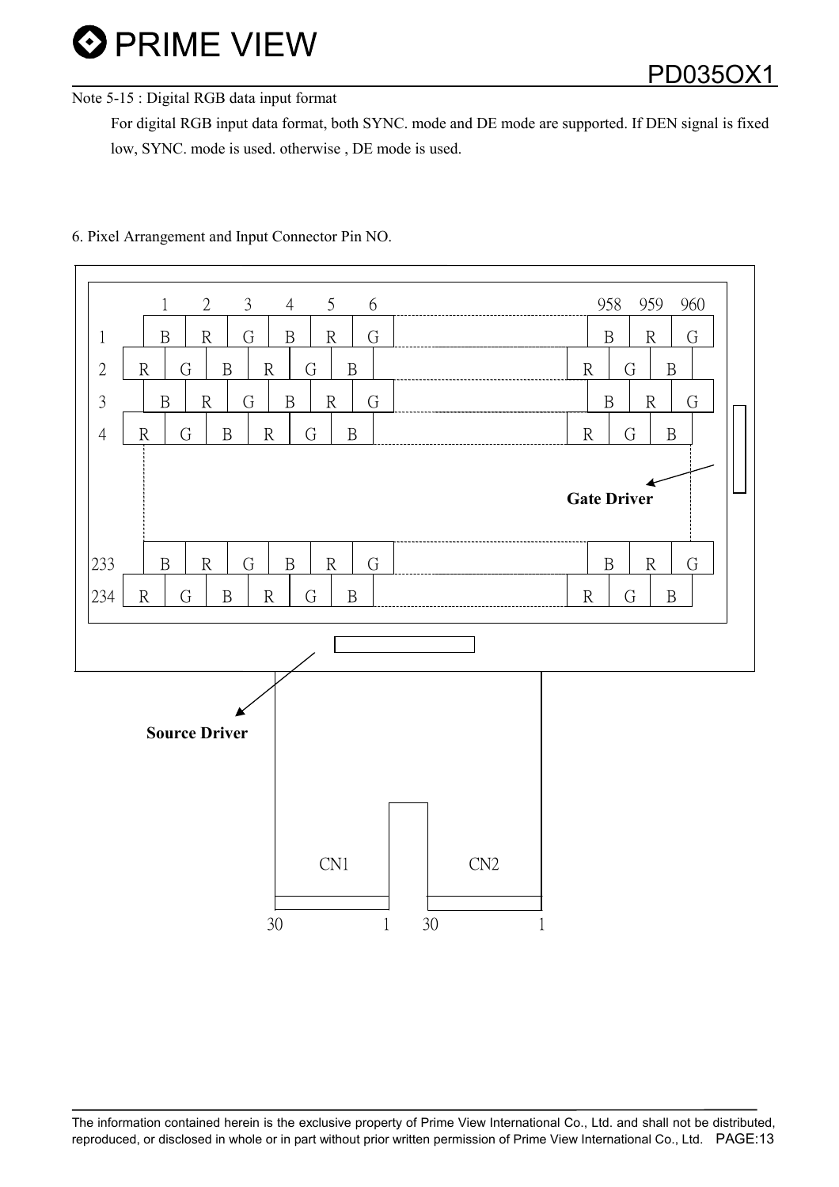Note 5-15 : Digital RGB data input format

For digital RGB input data format, both SYNC. mode and DE mode are supported. If DEN signal is fixed low, SYNC. mode is used. otherwise , DE mode is used.

## 6. Pixel Arrangement and Input Connector Pin NO.

| | 1 | 2 | 3 | 4 | 5 | 6 | ... | 958 | 959 | 960 |
|---|---|---|---|---|---|---|---|---|---|---|
| 1 | B | R | G | B | R | G | ... | B | R | G |
| 2 | R | G | B | R | G | B | ... | R | G | B |
| 3 | B | R | G | B | R | G | ... | B | R | G |
| 4 | R | G | B | R | G | B | ... | R | G | B |
| ... | | | | | | | | | | |
| 233 | B | R | G | B | R | G | ... | B | R | G |
| 234 | R | G | B | R | G | B | ... | R | G | B |

Gate Driver

Source Driver

CN1 (30 ... 1) CN2 (30 ... 1)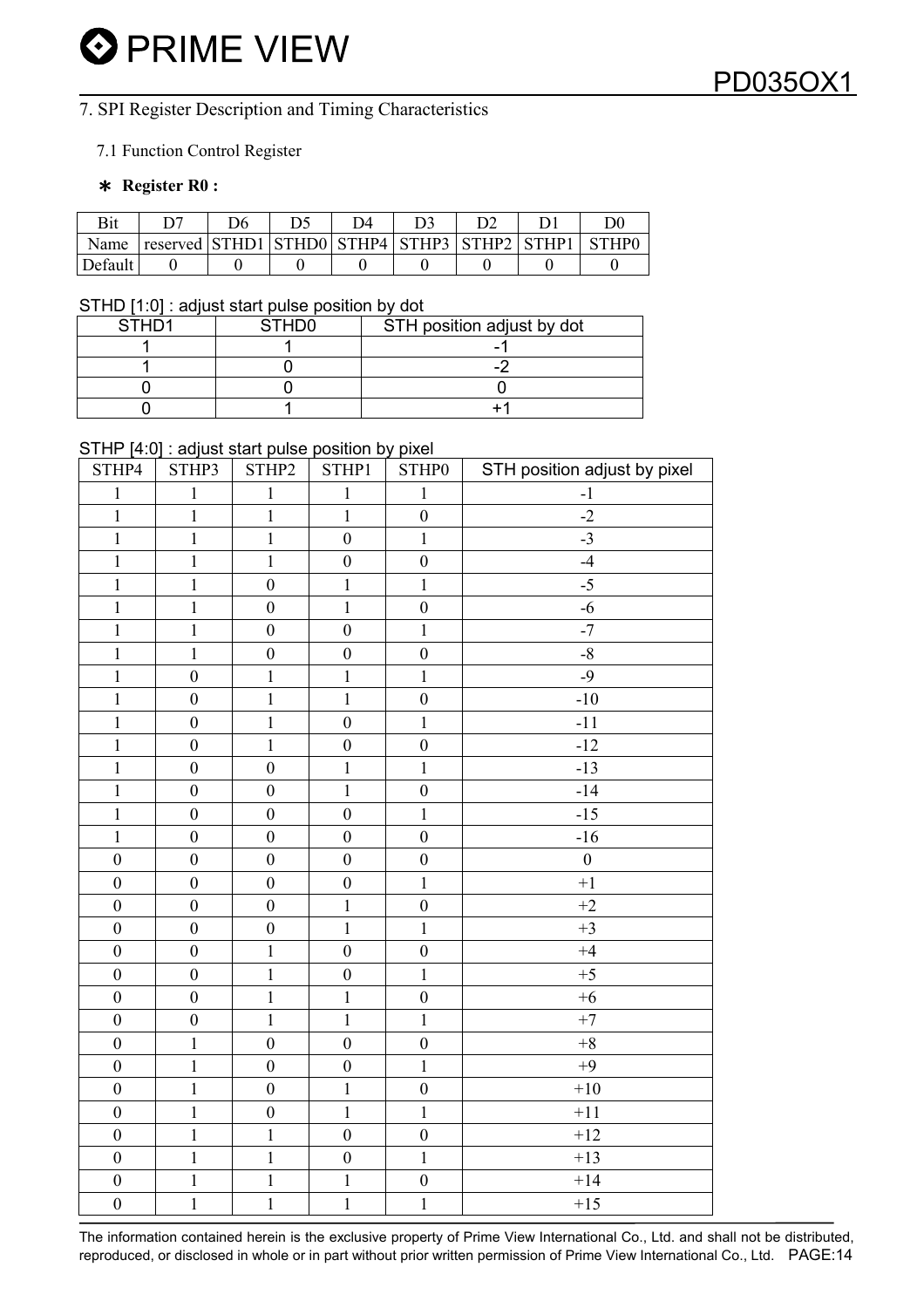## 7. SPI Register Description and Timing Characteristics

### 7.1 Function Control Register

**∗ Register R0 :**

| Bit | D7 | D6 | D5 | D4 | D3 | D2 | D1 | D0 |
|---|---|---|---|---|---|---|---|---|
| Name | reserved | STHD1 | STHD0 | STHP4 | STHP3 | STHP2 | STHP1 | STHP0 |
| Default | 0 | 0 | 0 | 0 | 0 | 0 | 0 | 0 |

STHD [1:0] : adjust start pulse position by dot

| STHD1 | STHD0 | STH position adjust by dot |
|---|---|---|
| 1 | 1 | -1 |
| 1 | 0 | -2 |
| 0 | 0 | 0 |
| 0 | 1 | +1 |

STHP [4:0] : adjust start pulse position by pixel

| STHP4 | STHP3 | STHP2 | STHP1 | STHP0 | STH position adjust by pixel |
|---|---|---|---|---|---|
| 1 | 1 | 1 | 1 | 1 | -1 |
| 1 | 1 | 1 | 1 | 0 | -2 |
| 1 | 1 | 1 | 0 | 1 | -3 |
| 1 | 1 | 1 | 0 | 0 | -4 |
| 1 | 1 | 0 | 1 | 1 | -5 |
| 1 | 1 | 0 | 1 | 0 | -6 |
| 1 | 1 | 0 | 0 | 1 | -7 |
| 1 | 1 | 0 | 0 | 0 | -8 |
| 1 | 0 | 1 | 1 | 1 | -9 |
| 1 | 0 | 1 | 1 | 0 | -10 |
| 1 | 0 | 1 | 0 | 1 | -11 |
| 1 | 0 | 1 | 0 | 0 | -12 |
| 1 | 0 | 0 | 1 | 1 | -13 |
| 1 | 0 | 0 | 1 | 0 | -14 |
| 1 | 0 | 0 | 0 | 1 | -15 |
| 1 | 0 | 0 | 0 | 0 | -16 |
| 0 | 0 | 0 | 0 | 0 | 0 |
| 0 | 0 | 0 | 0 | 1 | +1 |
| 0 | 0 | 0 | 1 | 0 | +2 |
| 0 | 0 | 0 | 1 | 1 | +3 |
| 0 | 0 | 1 | 0 | 0 | +4 |
| 0 | 0 | 1 | 0 | 1 | +5 |
| 0 | 0 | 1 | 1 | 0 | +6 |
| 0 | 0 | 1 | 1 | 1 | +7 |
| 0 | 1 | 0 | 0 | 0 | +8 |
| 0 | 1 | 0 | 0 | 1 | +9 |
| 0 | 1 | 0 | 1 | 0 | +10 |
| 0 | 1 | 0 | 1 | 1 | +11 |
| 0 | 1 | 1 | 0 | 0 | +12 |
| 0 | 1 | 1 | 0 | 1 | +13 |
| 0 | 1 | 1 | 1 | 0 | +14 |
| 0 | 1 | 1 | 1 | 1 | +15 |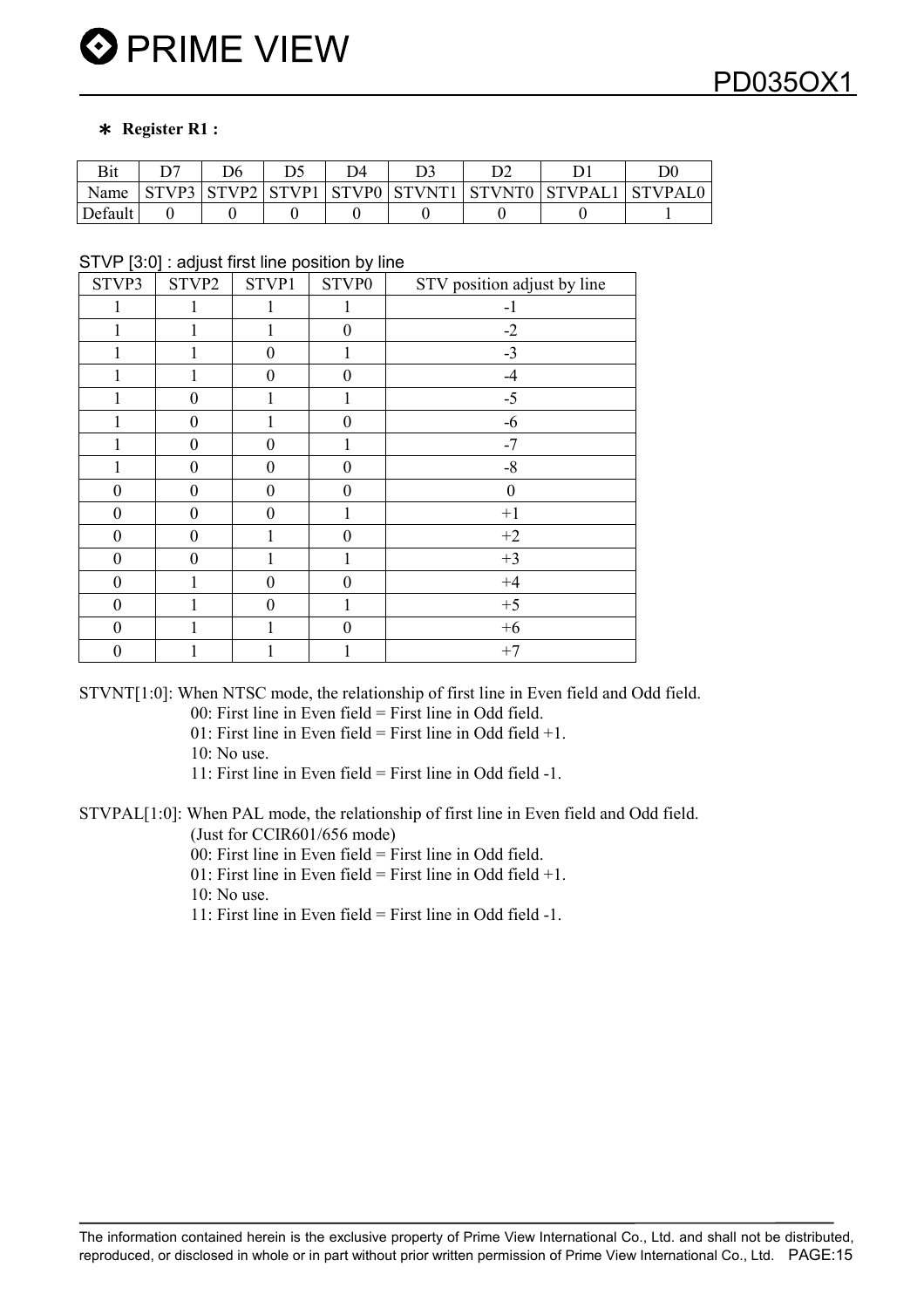* **Register R1 :**

| Bit | D7 | D6 | D5 | D4 | D3 | D2 | D1 | D0 |
|---|---|---|---|---|---|---|---|---|
| Name | STVP3 | STVP2 | STVP1 | STVP0 | STVNT1 | STVNT0 | STVPAL1 | STVPAL0 |
| Default | 0 | 0 | 0 | 0 | 0 | 0 | 0 | 1 |

STVP [3:0] : adjust first line position by line

| STVP3 | STVP2 | STVP1 | STVP0 | STV position adjust by line |
|---|---|---|---|---|
| 1 | 1 | 1 | 1 | -1 |
| 1 | 1 | 1 | 0 | -2 |
| 1 | 1 | 0 | 1 | -3 |
| 1 | 1 | 0 | 0 | -4 |
| 1 | 0 | 1 | 1 | -5 |
| 1 | 0 | 1 | 0 | -6 |
| 1 | 0 | 0 | 1 | -7 |
| 1 | 0 | 0 | 0 | -8 |
| 0 | 0 | 0 | 0 | 0 |
| 0 | 0 | 0 | 1 | +1 |
| 0 | 0 | 1 | 0 | +2 |
| 0 | 0 | 1 | 1 | +3 |
| 0 | 1 | 0 | 0 | +4 |
| 0 | 1 | 0 | 1 | +5 |
| 0 | 1 | 1 | 0 | +6 |
| 0 | 1 | 1 | 1 | +7 |

STVNT[1:0]: When NTSC mode, the relationship of first line in Even field and Odd field.

- 00: First line in Even field = First line in Odd field.
- 01: First line in Even field = First line in Odd field +1.
- 10: No use.
- 11: First line in Even field = First line in Odd field -1.

STVPAL[1:0]: When PAL mode, the relationship of first line in Even field and Odd field.
(Just for CCIR601/656 mode)

- 00: First line in Even field = First line in Odd field.
- 01: First line in Even field = First line in Odd field +1.
- 10: No use.
- 11: First line in Even field = First line in Odd field -1.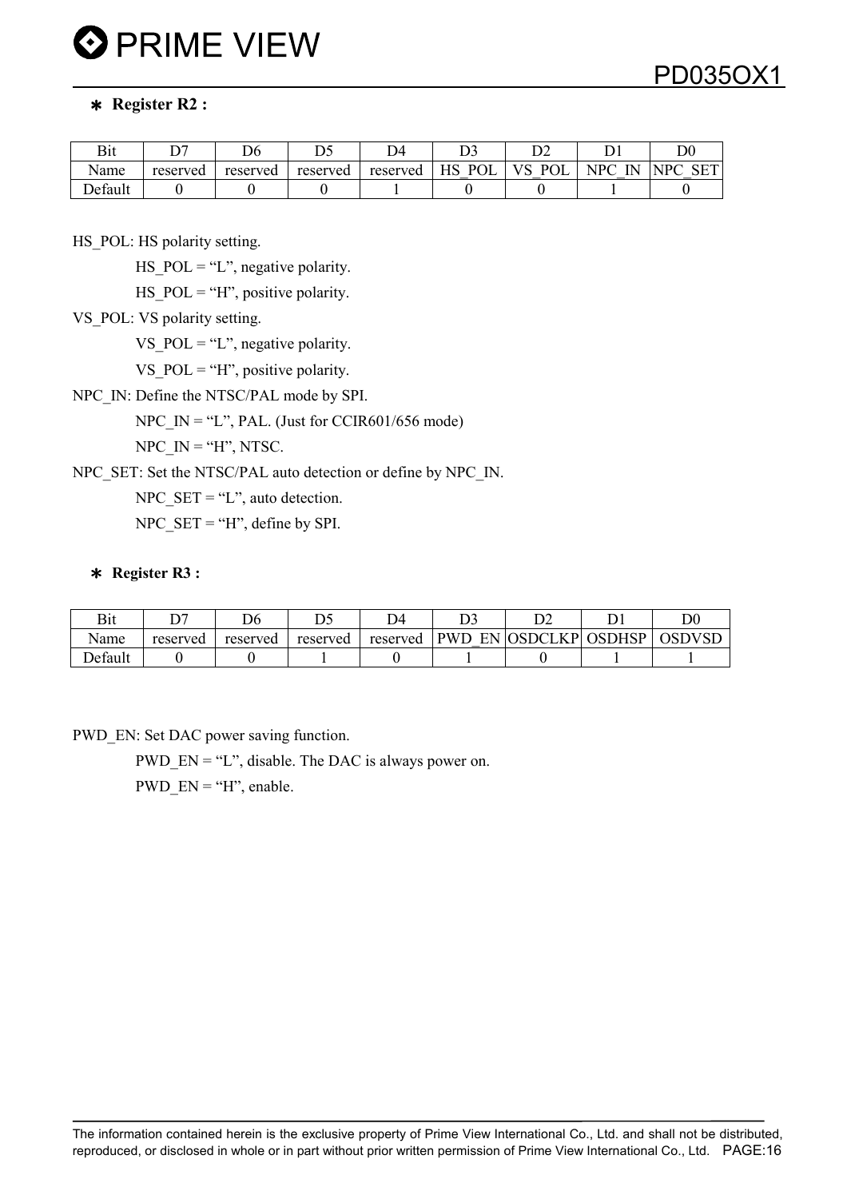## ∗ Register R2 :

| Bit | D7 | D6 | D5 | D4 | D3 | D2 | D1 | D0 |
|---|---|---|---|---|---|---|---|---|
| Name | reserved | reserved | reserved | reserved | HS_POL | VS_POL | NPC_IN | NPC_SET |
| Default | 0 | 0 | 0 | 1 | 0 | 0 | 1 | 0 |

HS_POL: HS polarity setting.

HS_POL = "L", negative polarity.

HS_POL = "H", positive polarity.

VS_POL: VS polarity setting.

VS_POL = "L", negative polarity.

VS_POL = "H", positive polarity.

NPC_IN: Define the NTSC/PAL mode by SPI.

NPC_IN = "L", PAL. (Just for CCIR601/656 mode)

NPC_IN = "H", NTSC.

NPC_SET: Set the NTSC/PAL auto detection or define by NPC_IN.

NPC_SET = "L", auto detection.

NPC_SET = "H", define by SPI.

## ∗ Register R3 :

| Bit | D7 | D6 | D5 | D4 | D3 | D2 | D1 | D0 |
|---|---|---|---|---|---|---|---|---|
| Name | reserved | reserved | reserved | reserved | PWD_EN | OSDCLKP | OSDHSP | OSDVSD |
| Default | 0 | 0 | 1 | 0 | 1 | 0 | 1 | 1 |

PWD_EN: Set DAC power saving function.

PWD_EN = "L", disable. The DAC is always power on.

PWD_EN = "H", enable.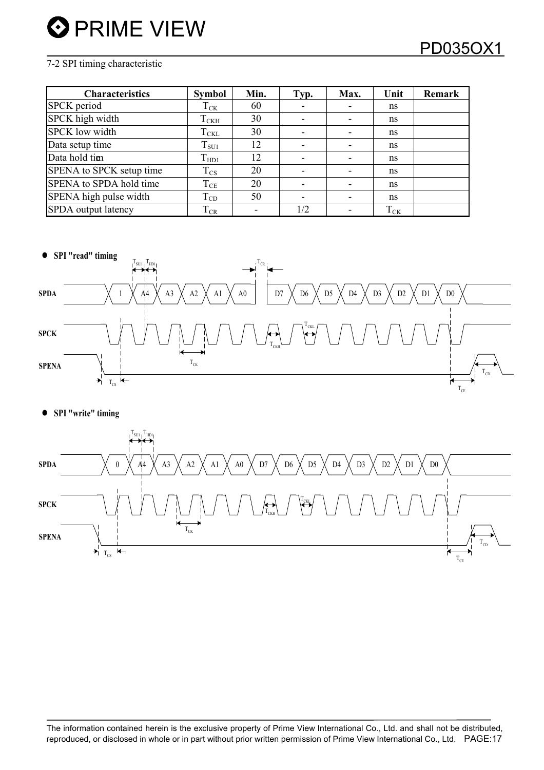7-2 SPI timing characteristic

| Characteristics | Symbol | Min. | Typ. | Max. | Unit | Remark |
|---|---|---|---|---|---|---|
| SPCK period | $T_{CK}$ | 60 | - | - | ns | |
| SPCK high width | $T_{CKH}$ | 30 | - | - | ns | |
| SPCK low width | $T_{CKL}$ | 30 | - | - | ns | |
| Data setup time | $T_{SU1}$ | 12 | - | - | ns | |
| Data hold time | $T_{HD1}$ | 12 | - | - | ns | |
| SPENA to SPCK setup time | $T_{CS}$ | 20 | - | - | ns | |
| SPENA to SPDA hold time | $T_{CE}$ | 20 | - | - | ns | |
| SPENA high pulse width | $T_{CD}$ | 50 | - | - | ns | |
| SPDA output latency | $T_{CR}$ | - | 1/2 | - | $T_{CK}$ | |

- **SPI "read" timing**

SPDA: 1, A4, A3, A2, A1, A0, D7, D6, D5, D4, D3, D2, D1, D0

SPCK

SPENA

$T_{SU1}$, $T_{HD1}$, $T_{CR}$, $T_{CKL}$, $T_{CKH}$, $T_{CK}$, $T_{CS}$, $T_{CE}$, $T_{CD}$

- **SPI "write" timing**

SPDA: 0, A4, A3, A2, A1, A0, D7, D6, D5, D4, D3, D2, D1, D0

SPCK

SPENA

$T_{SU1}$, $T_{HD1}$, $T_{CKL}$, $T_{CKH}$, $T_{CK}$, $T_{CS}$, $T_{CE}$, $T_{CD}$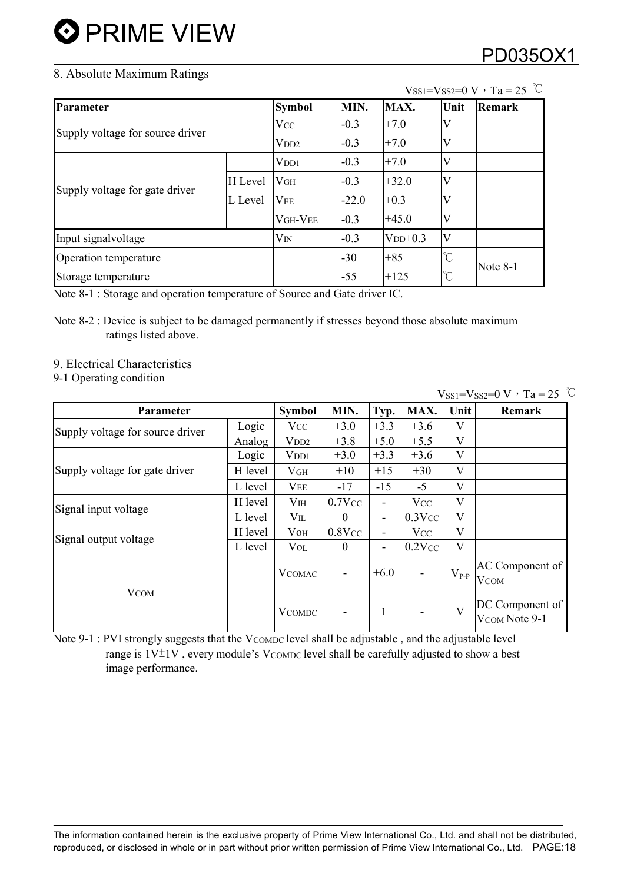## 8. Absolute Maximum Ratings

$V_{SS1}=V_{SS2}=0$ V，Ta = 25 ℃

| Parameter | | Symbol | MIN. | MAX. | Unit | Remark |
|---|---|---|---|---|---|---|
| Supply voltage for source driver | | $V_{CC}$ | -0.3 | +7.0 | V | |
| | | $V_{DD2}$ | -0.3 | +7.0 | V | |
| Supply voltage for gate driver | | $V_{DD1}$ | -0.3 | +7.0 | V | |
| | H Level | $V_{GH}$ | -0.3 | +32.0 | V | |
| | L Level | $V_{EE}$ | -22.0 | +0.3 | V | |
| | | $V_{GH}$-$V_{EE}$ | -0.3 | +45.0 | V | |
| Input signalvoltage | | $V_{IN}$ | -0.3 | $V_{DD}$+0.3 | V | |
| Operation temperature | | | -30 | +85 | ℃ | Note 8-1 |
| Storage temperature | | | -55 | +125 | ℃ | |

Note 8-1 : Storage and operation temperature of Source and Gate driver IC.

Note 8-2 : Device is subject to be damaged permanently if stresses beyond those absolute maximum ratings listed above.

## 9. Electrical Characteristics

### 9-1 Operating condition

$V_{SS1}=V_{SS2}=0$ V，Ta = 25 ℃

| Parameter | | Symbol | MIN. | Typ. | MAX. | Unit | Remark |
|---|---|---|---|---|---|---|---|
| Supply voltage for source driver | Logic | $V_{CC}$ | +3.0 | +3.3 | +3.6 | V | |
| | Analog | $V_{DD2}$ | +3.8 | +5.0 | +5.5 | V | |
| Supply voltage for gate driver | Logic | $V_{DD1}$ | +3.0 | +3.3 | +3.6 | V | |
| | H level | $V_{GH}$ | +10 | +15 | +30 | V | |
| | L level | $V_{EE}$ | -17 | -15 | -5 | V | |
| Signal input voltage | H level | $V_{IH}$ | $0.7V_{CC}$ | - | $V_{CC}$ | V | |
| | L level | $V_{IL}$ | 0 | - | $0.3V_{CC}$ | V | |
| Signal output voltage | H level | $V_{OH}$ | $0.8V_{CC}$ | - | $V_{CC}$ | V | |
| | L level | $V_{OL}$ | 0 | - | $0.2V_{CC}$ | V | |
| $V_{COM}$ | | $V_{COMAC}$ | - | +6.0 | - | $V_{P-P}$ | AC Component of $V_{COM}$ |
| | | $V_{COMDC}$ | - | 1 | - | V | DC Component of $V_{COM}$ Note 9-1 |

Note 9-1 : PVI strongly suggests that the $V_{COMDC}$ level shall be adjustable , and the adjustable level range is 1V±1V , every module's $V_{COMDC}$ level shall be carefully adjusted to show a best image performance.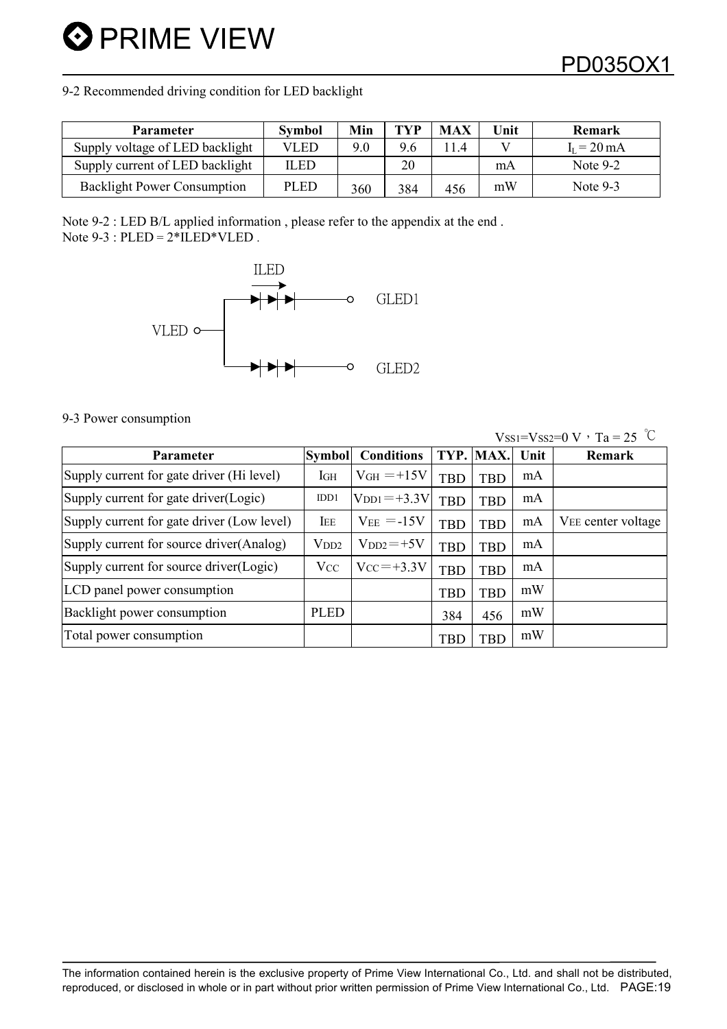9-2 Recommended driving condition for LED backlight

| Parameter | Symbol | Min | TYP | MAX | Unit | Remark |
|---|---|---|---|---|---|---|
| Supply voltage of LED backlight | VLED | 9.0 | 9.6 | 11.4 | V | $I_L$ = 20 mA |
| Supply current of LED backlight | ILED | | 20 | | mA | Note 9-2 |
| Backlight Power Consumption | PLED | 360 | 384 | 456 | mW | Note 9-3 |

Note 9-2 : LED B/L applied information , please refer to the appendix at the end .
Note 9-3 : PLED = 2*ILED*VLED .

ILED

VLED

GLED1

GLED2

9-3 Power consumption

$V_{SS1}$=$V_{SS2}$=0 V，Ta = 25 ℃

| Parameter | Symbol | Conditions | TYP. | MAX. | Unit | Remark |
|---|---|---|---|---|---|---|
| Supply current for gate driver (Hi level) | $I_{GH}$ | $V_{GH}$ ＝+15V | TBD | TBD | mA | |
| Supply current for gate driver(Logic) | IDD1 | $V_{DD1}$＝+3.3V | TBD | TBD | mA | |
| Supply current for gate driver (Low level) | $I_{EE}$ | $V_{EE}$ ＝-15V | TBD | TBD | mA | $V_{EE}$ center voltage |
| Supply current for source driver(Analog) | $V_{DD2}$ | $V_{DD2}$＝+5V | TBD | TBD | mA | |
| Supply current for source driver(Logic) | $V_{CC}$ | $V_{CC}$＝+3.3V | TBD | TBD | mA | |
| LCD panel power consumption | | | TBD | TBD | mW | |
| Backlight power consumption | PLED | | 384 | 456 | mW | |
| Total power consumption | | | TBD | TBD | mW | |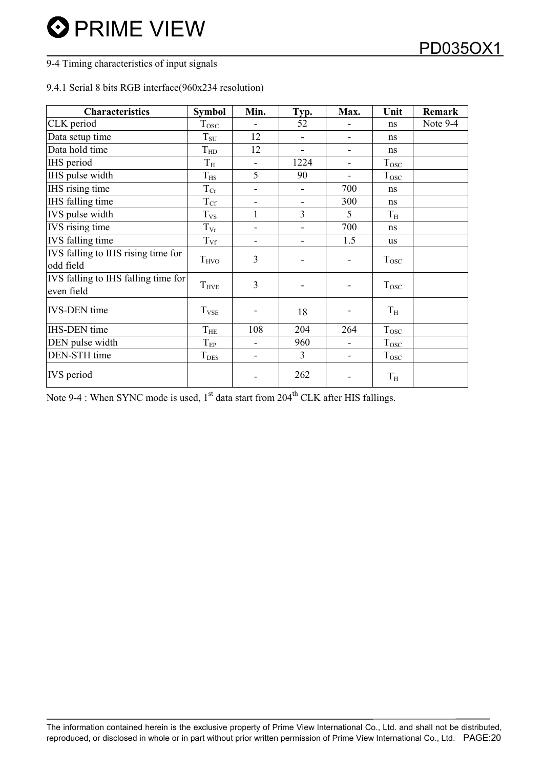## 9-4 Timing characteristics of input signals

### 9.4.1 Serial 8 bits RGB interface(960x234 resolution)

| Characteristics | Symbol | Min. | Typ. | Max. | Unit | Remark |
|---|---|---|---|---|---|---|
| CLK period | $T_{OSC}$ | - | 52 | - | ns | Note 9-4 |
| Data setup time | $T_{SU}$ | 12 | - | - | ns | |
| Data hold time | $T_{HD}$ | 12 | - | - | ns | |
| IHS period | $T_{H}$ | - | 1224 | - | $T_{OSC}$ | |
| IHS pulse width | $T_{HS}$ | 5 | 90 | - | $T_{OSC}$ | |
| IHS rising time | $T_{Cr}$ | - | - | 700 | ns | |
| IHS falling time | $T_{Cf}$ | - | - | 300 | ns | |
| IVS pulse width | $T_{VS}$ | 1 | 3 | 5 | $T_{H}$ | |
| IVS rising time | $T_{Vr}$ | - | - | 700 | ns | |
| IVS falling time | $T_{Vf}$ | - | - | 1.5 | us | |
| IVS falling to IHS rising time for odd field | $T_{HVO}$ | 3 | - | - | $T_{OSC}$ | |
| IVS falling to IHS falling time for even field | $T_{HVE}$ | 3 | - | - | $T_{OSC}$ | |
| IVS-DEN time | $T_{VSE}$ | - | 18 | - | $T_{H}$ | |
| IHS-DEN time | $T_{HE}$ | 108 | 204 | 264 | $T_{OSC}$ | |
| DEN pulse width | $T_{EP}$ | - | 960 | - | $T_{OSC}$ | |
| DEN-STH time | $T_{DES}$ | - | 3 | - | $T_{OSC}$ | |
| IVS period | | - | 262 | - | $T_{H}$ | |

Note 9-4 : When SYNC mode is used, 1st data start from 204th CLK after HIS fallings.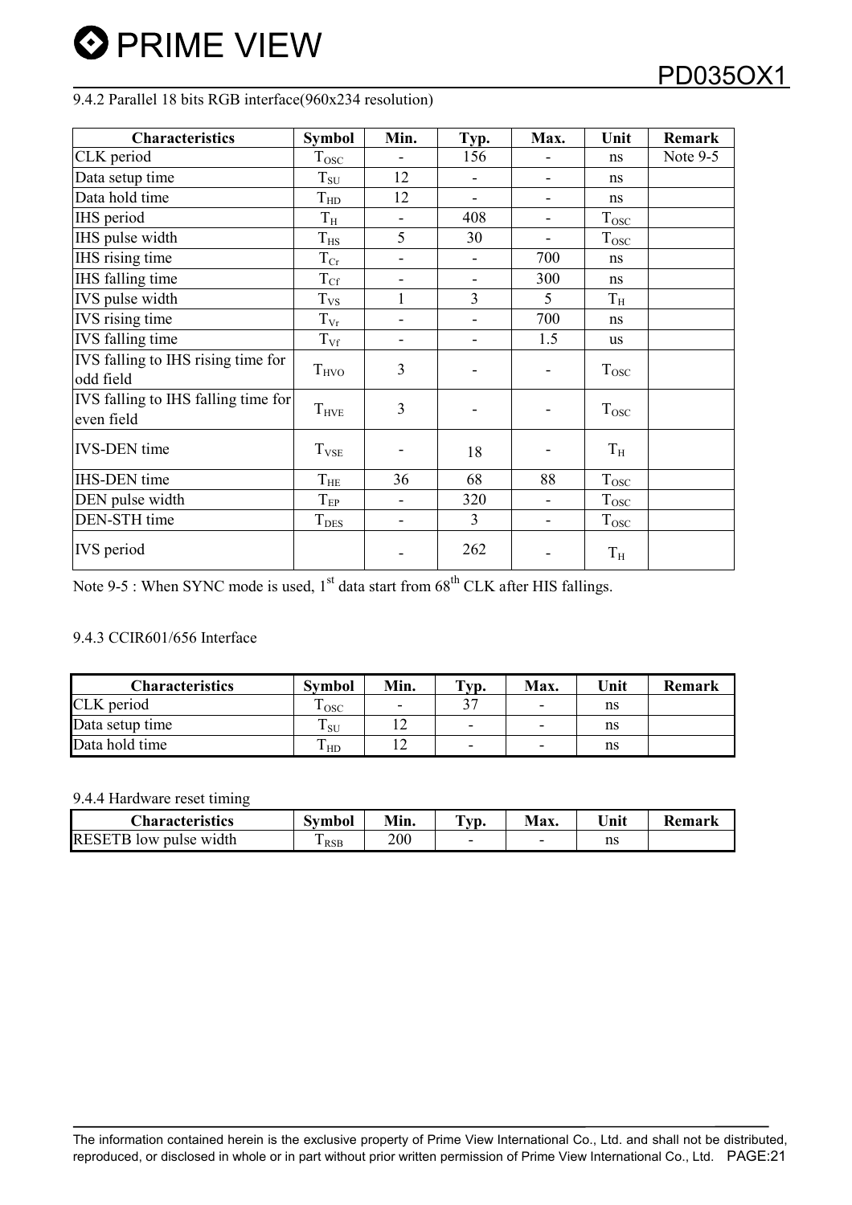### 9.4.2 Parallel 18 bits RGB interface(960x234 resolution)

| Characteristics | Symbol | Min. | Typ. | Max. | Unit | Remark |
|---|---|---|---|---|---|---|
| CLK period | $T_{OSC}$ | - | 156 | - | ns | Note 9-5 |
| Data setup time | $T_{SU}$ | 12 | - | - | ns | |
| Data hold time | $T_{HD}$ | 12 | - | - | ns | |
| IHS period | $T_{H}$ | - | 408 | - | $T_{OSC}$ | |
| IHS pulse width | $T_{HS}$ | 5 | 30 | - | $T_{OSC}$ | |
| IHS rising time | $T_{Cr}$ | - | - | 700 | ns | |
| IHS falling time | $T_{Cf}$ | - | - | 300 | ns | |
| IVS pulse width | $T_{VS}$ | 1 | 3 | 5 | $T_{H}$ | |
| IVS rising time | $T_{Vr}$ | - | - | 700 | ns | |
| IVS falling time | $T_{Vf}$ | - | - | 1.5 | us | |
| IVS falling to IHS rising time for odd field | $T_{HVO}$ | 3 | - | - | $T_{OSC}$ | |
| IVS falling to IHS falling time for even field | $T_{HVE}$ | 3 | - | - | $T_{OSC}$ | |
| IVS-DEN time | $T_{VSE}$ | - | 18 | - | $T_{H}$ | |
| IHS-DEN time | $T_{HE}$ | 36 | 68 | 88 | $T_{OSC}$ | |
| DEN pulse width | $T_{EP}$ | - | 320 | - | $T_{OSC}$ | |
| DEN-STH time | $T_{DES}$ | - | 3 | - | $T_{OSC}$ | |
| IVS period | | - | 262 | - | $T_{H}$ | |

Note 9-5 : When SYNC mode is used, 1st data start from 68th CLK after HIS fallings.

### 9.4.3 CCIR601/656 Interface

| Characteristics | Symbol | Min. | Typ. | Max. | Unit | Remark |
|---|---|---|---|---|---|---|
| CLK period | $T_{OSC}$ | - | 37 | - | ns | |
| Data setup time | $T_{SU}$ | 12 | - | - | ns | |
| Data hold time | $T_{HD}$ | 12 | - | - | ns | |

### 9.4.4 Hardware reset timing

| Characteristics | Symbol | Min. | Typ. | Max. | Unit | Remark |
|---|---|---|---|---|---|---|
| RESETB low pulse width | $T_{RSB}$ | 200 | - | - | ns | |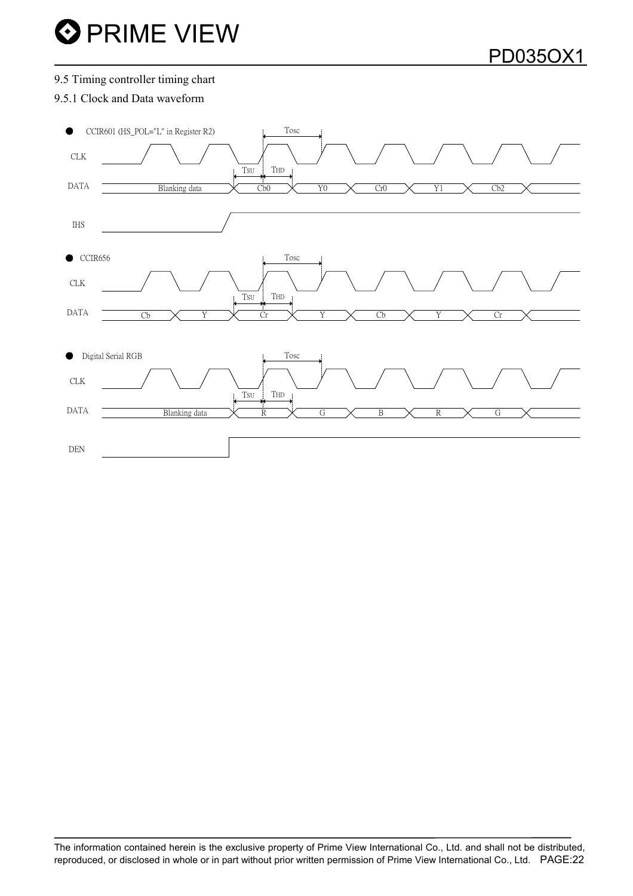### 9.5 Timing controller timing chart

#### 9.5.1 Clock and Data waveform

- CCIR601 (HS_POL="L" in Register R2)

CLK

DATA: Blanking data, Cb0, Y0, Cr0, Y1, Cb2

IHS

Tosc, TSU, THD

- CCIR656

CLK

DATA: Cb, Y, Cr, Y, Cb, Y, Cr

Tosc, TSU, THD

- Digital Serial RGB

CLK

DATA: Blanking data, R, G, B, R, G

DEN

Tosc, TSU, THD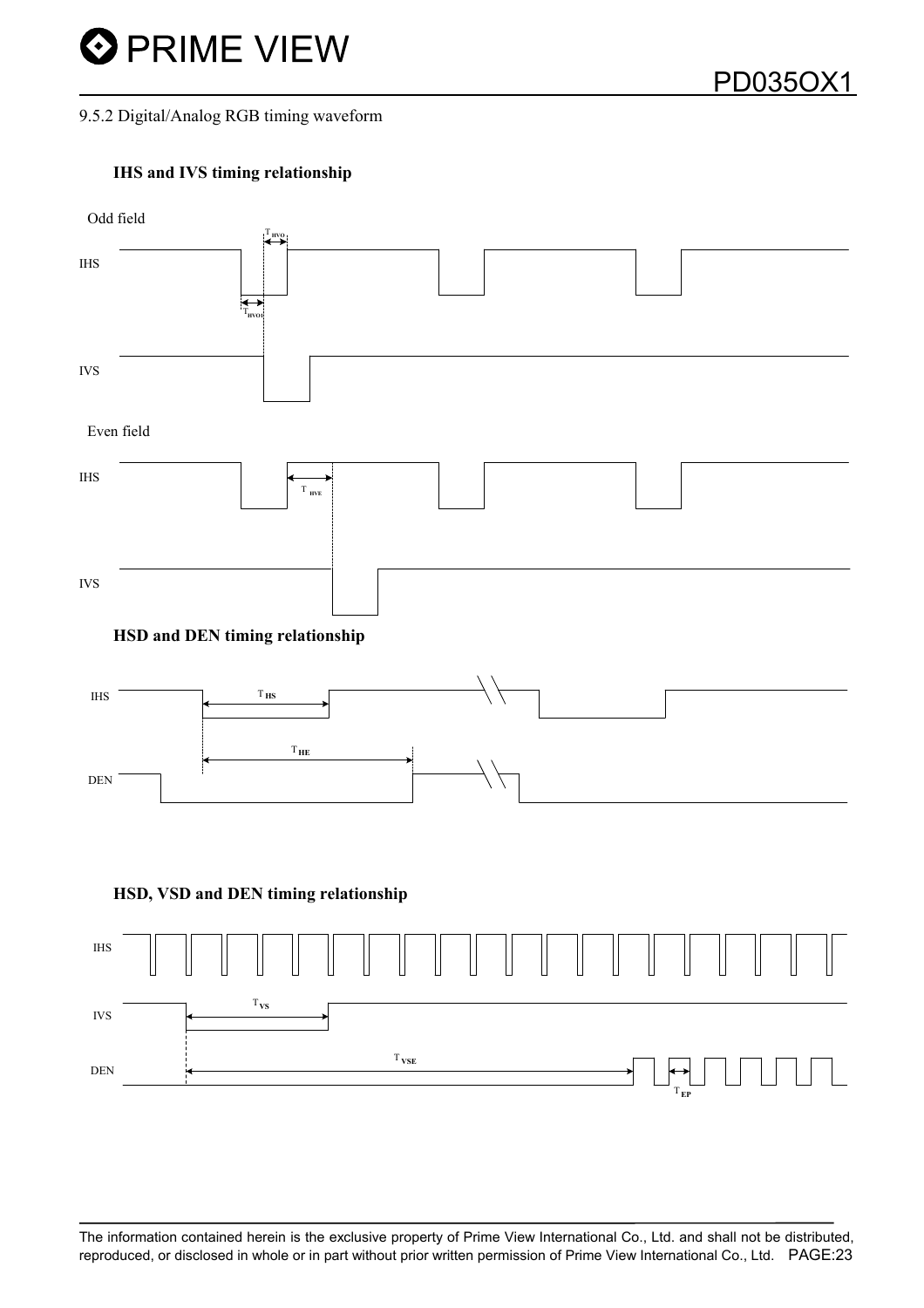9.5.2 Digital/Analog RGB timing waveform

**IHS and IVS timing relationship**

Odd field

$T_{HVO}$

IHS

$T_{HVOi}$

IVS

Even field

IHS

$T_{HVE}$

IVS

**HSD and DEN timing relationship**

IHS

$T_{HS}$

$T_{HE}$

DEN

**HSD, VSD and DEN timing relationship**

IHS

$T_{VS}$

IVS

$T_{VSE}$

DEN

$T_{EP}$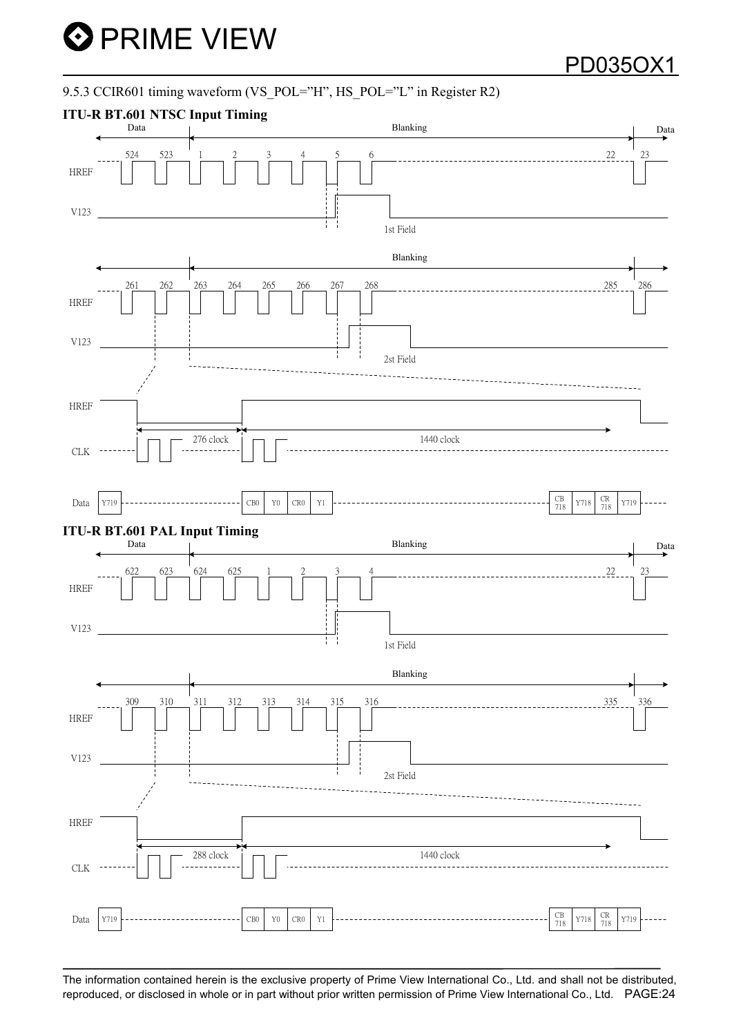9.5.3 CCIR601 timing waveform (VS_POL="H", HS_POL="L" in Register R2)

**ITU-R BT.601 NTSC Input Timing**

Data Blanking Data

524 523 1 2 3 4 5 6 22 23

HREF

V123

1st Field

Blanking

261 262 263 264 265 266 267 268 285 286

HREF

V123

2st Field

HREF

276 clock 1440 clock

CLK

Data Y719 CB0 Y0 CR0 Y1 CB 718 Y718 CR 718 Y719

**ITU-R BT.601 PAL Input Timing**

Data Blanking Data

622 623 624 625 1 2 3 4 22 23

HREF

V123

1st Field

Blanking

309 310 311 312 313 314 315 316 335 336

HREF

V123

2st Field

HREF

288 clock 1440 clock

CLK

Data Y719 CB0 Y0 CR0 Y1 CB 718 Y718 CR 718 Y719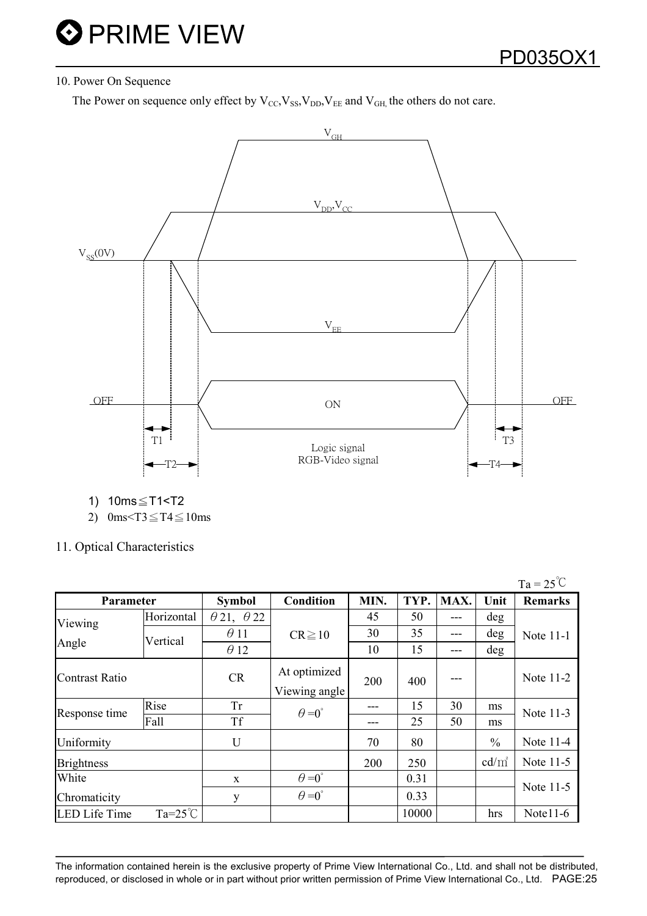## 10. Power On Sequence

The Power on sequence only effect by $V_{CC}$,$V_{SS}$,$V_{DD}$,$V_{EE}$ and $V_{GH,}$ the others do not care.

1) 10ms≦T1<T2
2) 0ms<T3≦T4≦10ms

## 11. Optical Characteristics

Ta = 25℃

| Parameter | | Symbol | Condition | MIN. | TYP. | MAX. | Unit | Remarks |
|---|---|---|---|---|---|---|---|---|
| Viewing Angle | Horizontal | θ21, θ22 | CR≧10 | 45 | 50 | --- | deg | Note 11-1 |
| | Vertical | θ11 | | 30 | 35 | --- | deg | |
| | | θ12 | | 10 | 15 | --- | deg | |
| Contrast Ratio | | CR | At optimized Viewing angle | 200 | 400 | --- | | Note 11-2 |
| Response time | Rise | Tr | θ=0° | --- | 15 | 30 | ms | Note 11-3 |
| | Fall | Tf | | --- | 25 | 50 | ms | |
| Uniformity | | U | | 70 | 80 | | % | Note 11-4 |
| Brightness | | | | 200 | 250 | | cd/㎡ | Note 11-5 |
| White Chromaticity | | x | θ=0° | | 0.31 | | | Note 11-5 |
| | | y | θ=0° | | 0.33 | | | |
| LED Life Time Ta=25℃ | | | | | 10000 | | hrs | Note11-6 |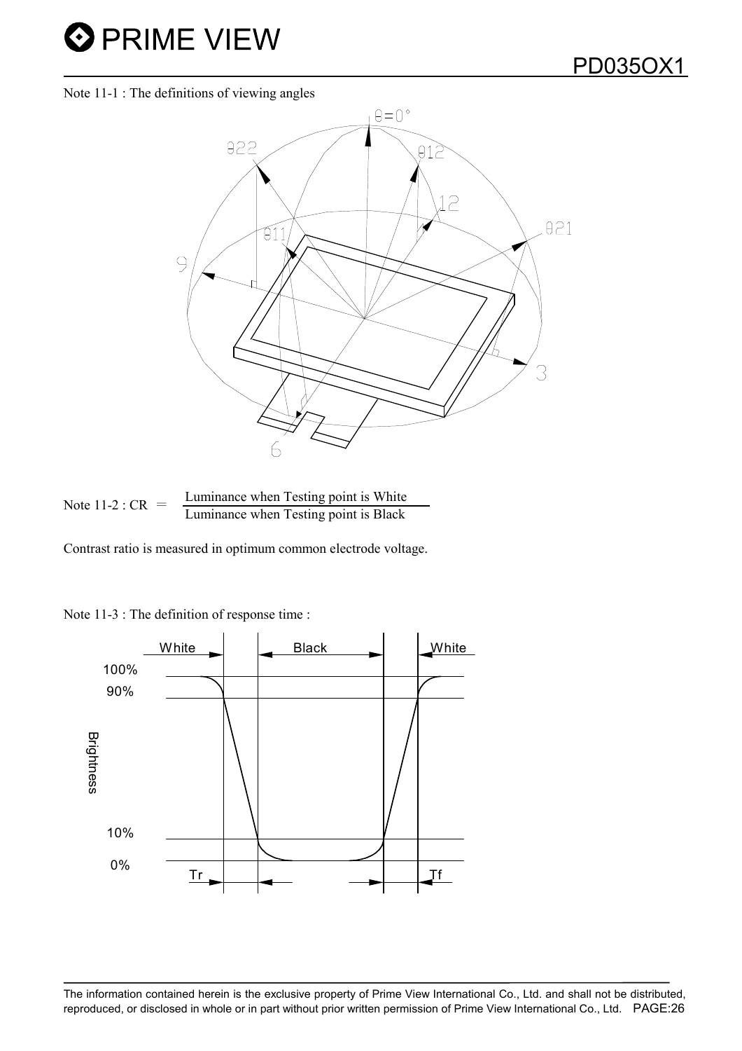Note 11-1 : The definitions of viewing angles

Note 11-2 : $CR = \dfrac{\text{Luminance when Testing point is White}}{\text{Luminance when Testing point is Black}}$

Contrast ratio is measured in optimum common electrode voltage.

Note 11-3 : The definition of response time :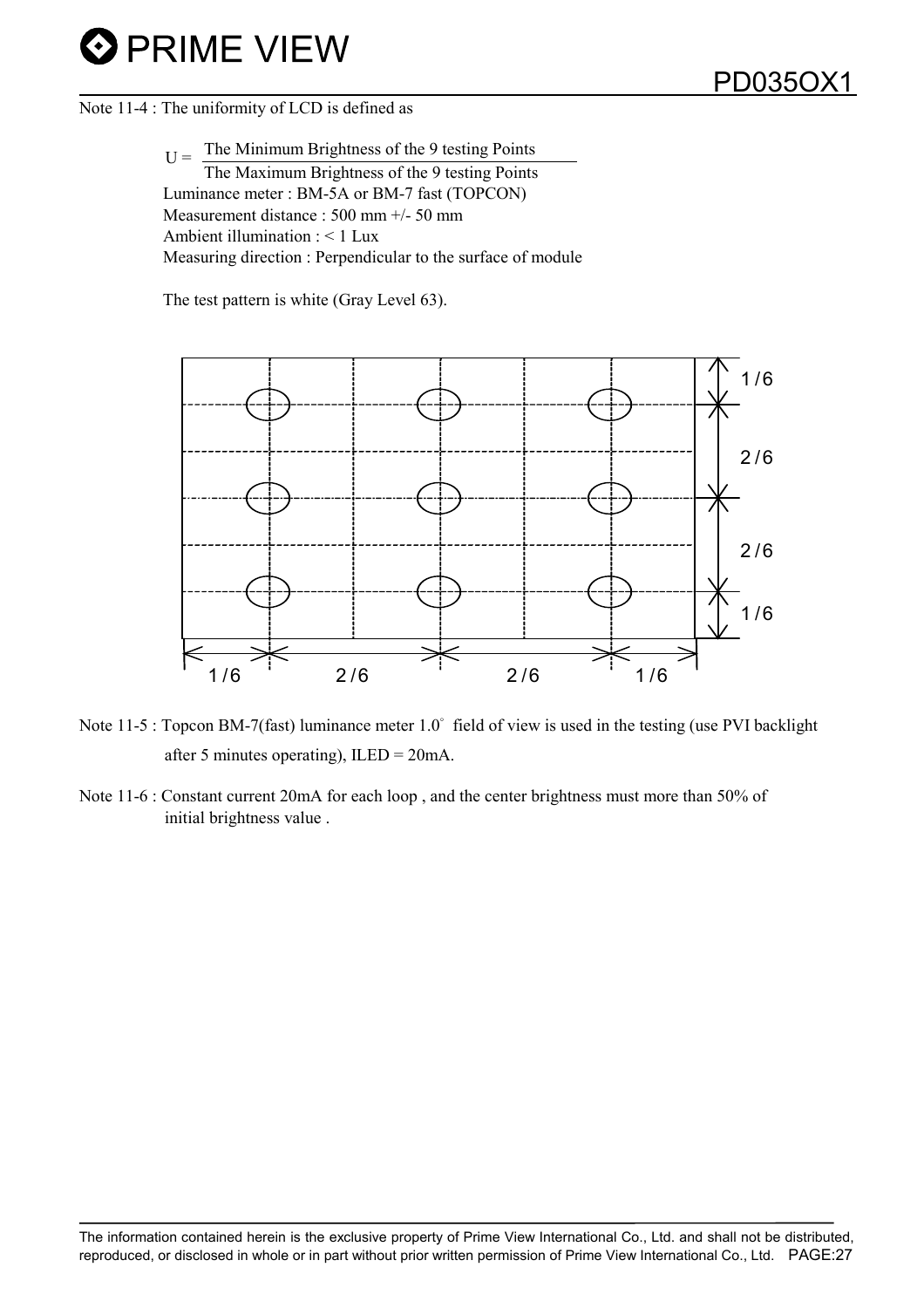Note 11-4 : The uniformity of LCD is defined as

$$U = \frac{\text{The Minimum Brightness of the 9 testing Points}}{\text{The Maximum Brightness of the 9 testing Points}}$$

Luminance meter : BM-5A or BM-7 fast (TOPCON)
Measurement distance : 500 mm +/- 50 mm
Ambient illumination : < 1 Lux
Measuring direction : Perpendicular to the surface of module

The test pattern is white (Gray Level 63).

1 / 6 2 / 6 2 / 6 1 / 6

1 / 6 2 / 6 2 / 6 1 / 6

Note 11-5 : Topcon BM-7(fast) luminance meter 1.0° field of view is used in the testing (use PVI backlight after 5 minutes operating), ILED = 20mA.

Note 11-6 : Constant current 20mA for each loop , and the center brightness must more than 50% of initial brightness value .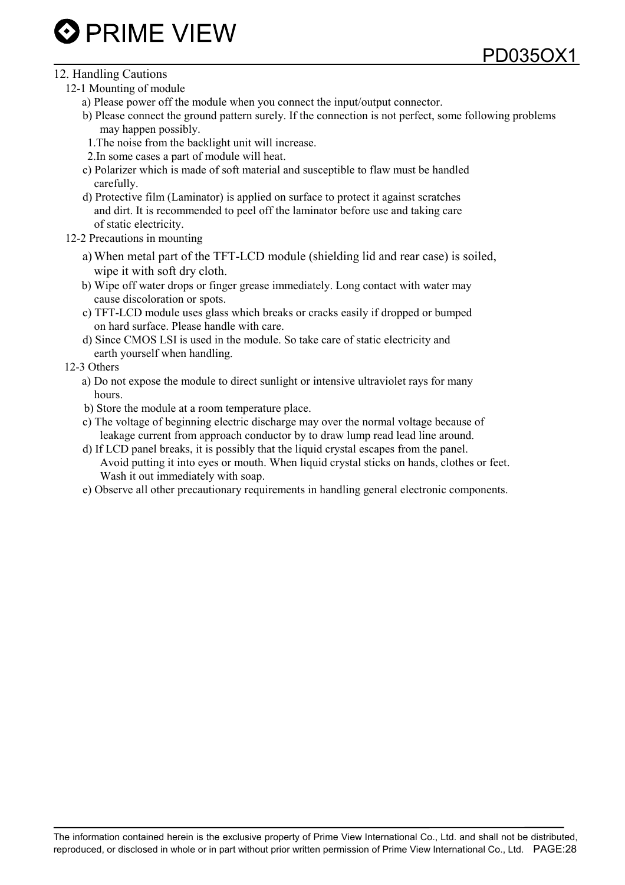## 12. Handling Cautions

### 12-1 Mounting of module

a) Please power off the module when you connect the input/output connector.

b) Please connect the ground pattern surely. If the connection is not perfect, some following problems may happen possibly.

1. The noise from the backlight unit will increase.
2. In some cases a part of module will heat.

c) Polarizer which is made of soft material and susceptible to flaw must be handled carefully.

d) Protective film (Laminator) is applied on surface to protect it against scratches and dirt. It is recommended to peel off the laminator before use and taking care of static electricity.

### 12-2 Precautions in mounting

a) When metal part of the TFT-LCD module (shielding lid and rear case) is soiled, wipe it with soft dry cloth.

b) Wipe off water drops or finger grease immediately. Long contact with water may cause discoloration or spots.

c) TFT-LCD module uses glass which breaks or cracks easily if dropped or bumped on hard surface. Please handle with care.

d) Since CMOS LSI is used in the module. So take care of static electricity and earth yourself when handling.

### 12-3 Others

a) Do not expose the module to direct sunlight or intensive ultraviolet rays for many hours.

b) Store the module at a room temperature place.

c) The voltage of beginning electric discharge may over the normal voltage because of leakage current from approach conductor by to draw lump read lead line around.

d) If LCD panel breaks, it is possibly that the liquid crystal escapes from the panel. Avoid putting it into eyes or mouth. When liquid crystal sticks on hands, clothes or feet. Wash it out immediately with soap.

e) Observe all other precautionary requirements in handling general electronic components.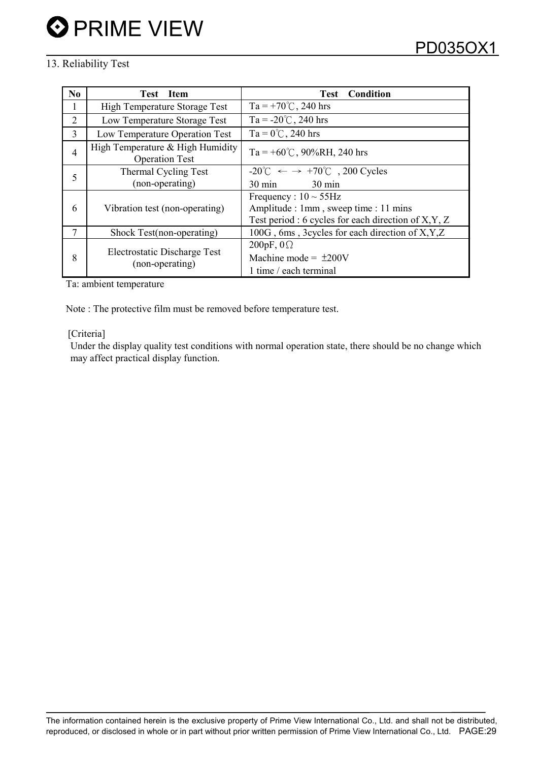## 13. Reliability Test

| No | Test Item | Test Condition |
|---|---|---|
| 1 | High Temperature Storage Test | Ta = +70℃, 240 hrs |
| 2 | Low Temperature Storage Test | Ta = -20℃, 240 hrs |
| 3 | Low Temperature Operation Test | Ta = 0℃, 240 hrs |
| 4 | High Temperature & High Humidity Operation Test | Ta = +60℃, 90%RH, 240 hrs |
| 5 | Thermal Cycling Test (non-operating) | -20℃ ← → +70℃ , 200 Cycles<br>30 min 30 min |
| 6 | Vibration test (non-operating) | Frequency : 10 ~ 55Hz<br>Amplitude : 1mm , sweep time : 11 mins<br>Test period : 6 cycles for each direction of X,Y, Z |
| 7 | Shock Test(non-operating) | 100G , 6ms , 3cycles for each direction of X,Y,Z |
| 8 | Electrostatic Discharge Test (non-operating) | 200pF, 0Ω<br>Machine mode = ±200V<br>1 time / each terminal |

Ta: ambient temperature

Note : The protective film must be removed before temperature test.

[Criteria]

Under the display quality test conditions with normal operation state, there should be no change which may affect practical display function.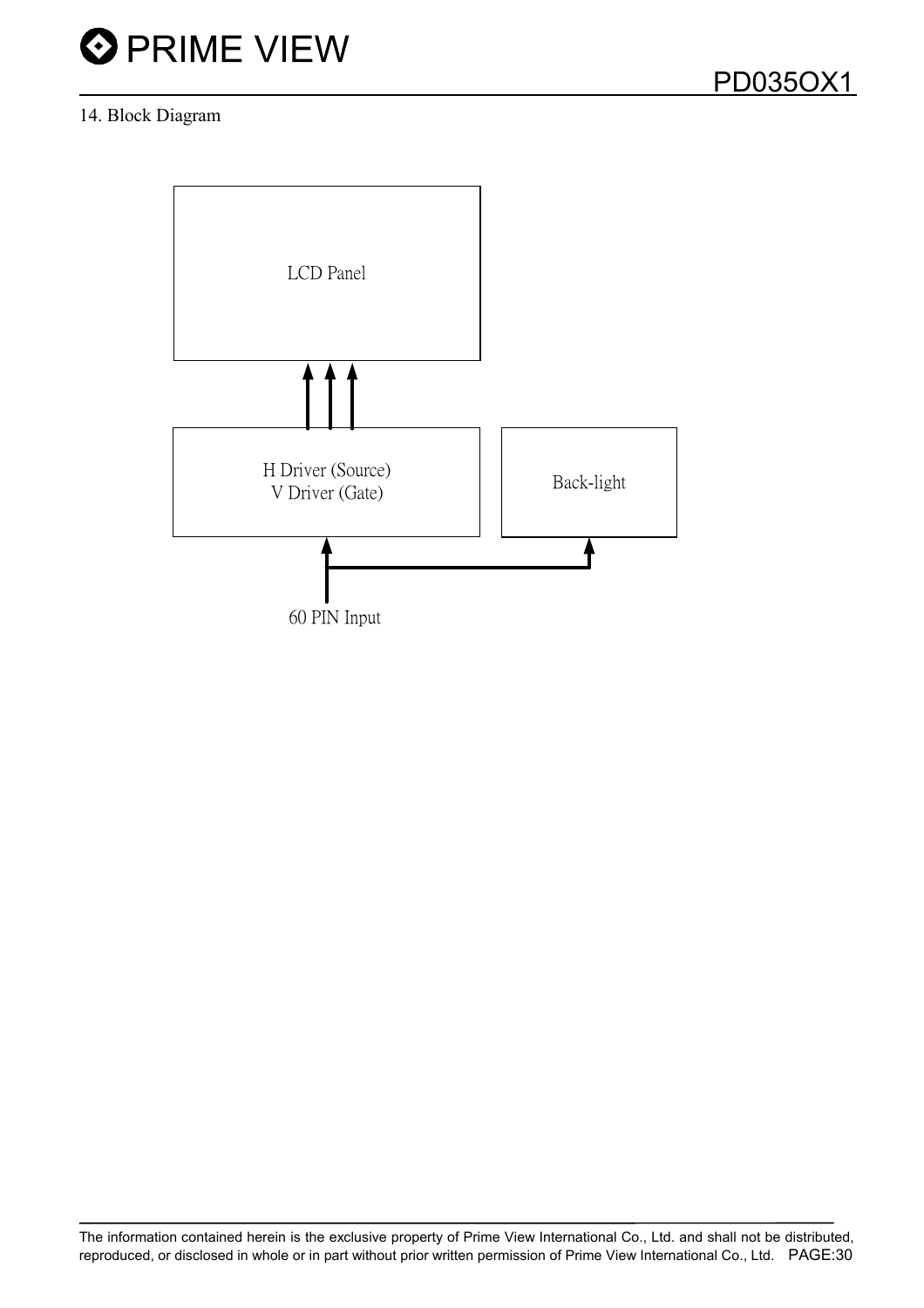## 14. Block Diagram

LCD Panel

H Driver (Source)
V Driver (Gate)

Back-light

60 PIN Input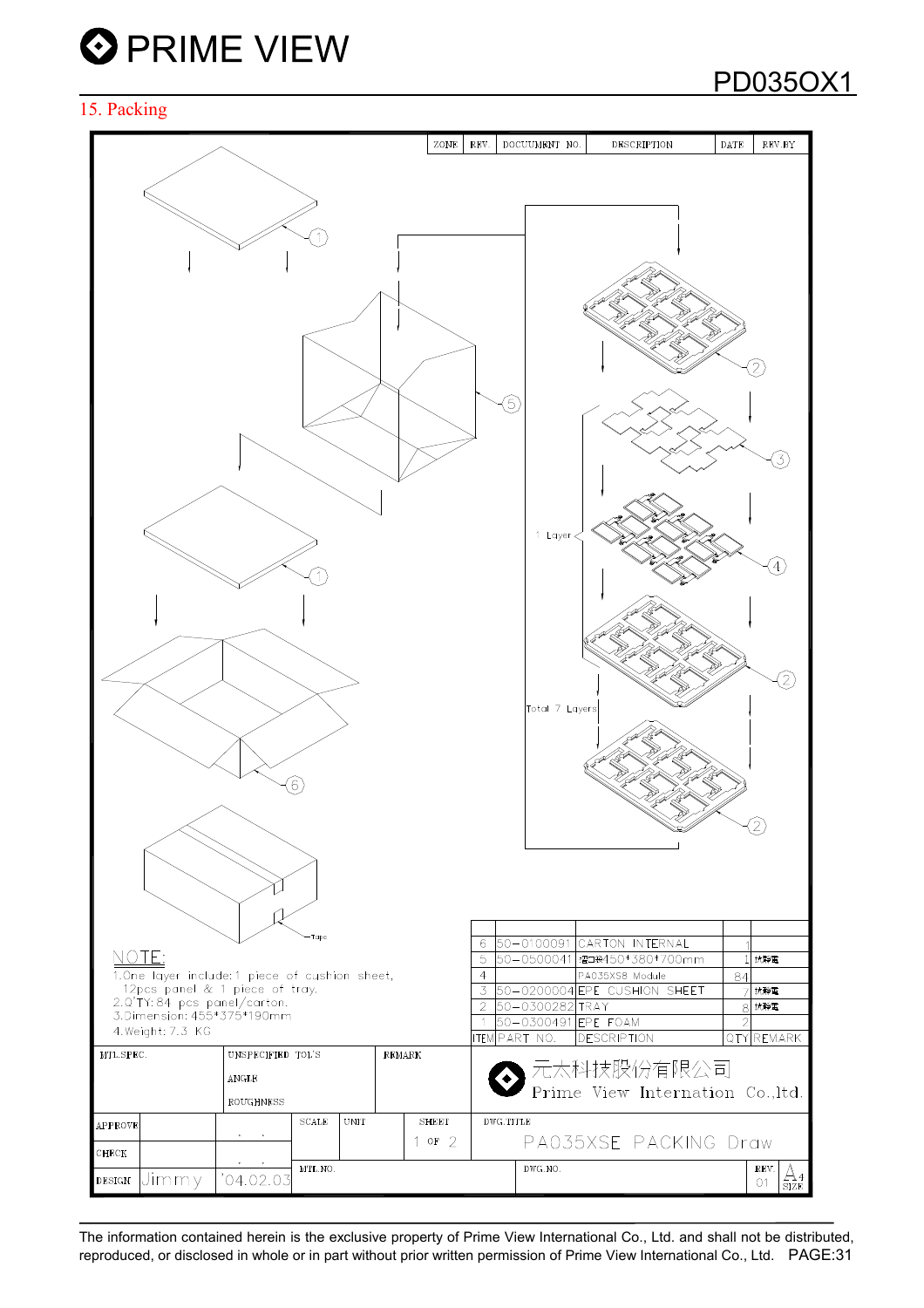## 15. Packing

NOTE:

1. One layer include: 1 piece of cushion sheet, 12pcs panel & 1 piece of tray.
2. Q'TY: 84 pcs panel/carton.
3. Dimension: 455*375*190mm
4. Weight: 7.3 KG

| ITEM | PART NO. | DESCRIPTION | QTY | REMARK |
|---|---|---|---|---|
| 6 | 50-0100091 | CARTON INTERNAL | 1 | |
| 5 | 50-0500041 | 瓦楞紙箱450*380*700mm | 1 | 抗靜電 |
| 4 | | PA035XSB Module | 84 | |
| 3 | 50-0200004 | EPE CUSHION SHEET | 7 | 抗靜電 |
| 2 | 50-0300282 | TRAY | 8 | 抗靜電 |
| 1 | 50-0300491 | EPE FOAM | 2 | |

元太科技股份有限公司
Prime View Internation Co.,ltd.

| | | | | |
|---|---|---|---|---|
| MTL.SPEC. | UNSPECIFIED TOL'S ANGLE ROUGHNESS | REMARK | | |
| APPROVE | | SCALE | UNIT | SHEET 1 OF 2 |
| CHECK | | | | DWG.TITLE: PA035XSE PACKING Draw |
| DESIGN | Jimmy | '04.02.03 | MTL.NO. | DWG.NO. | REV 01 | A4 SIZE |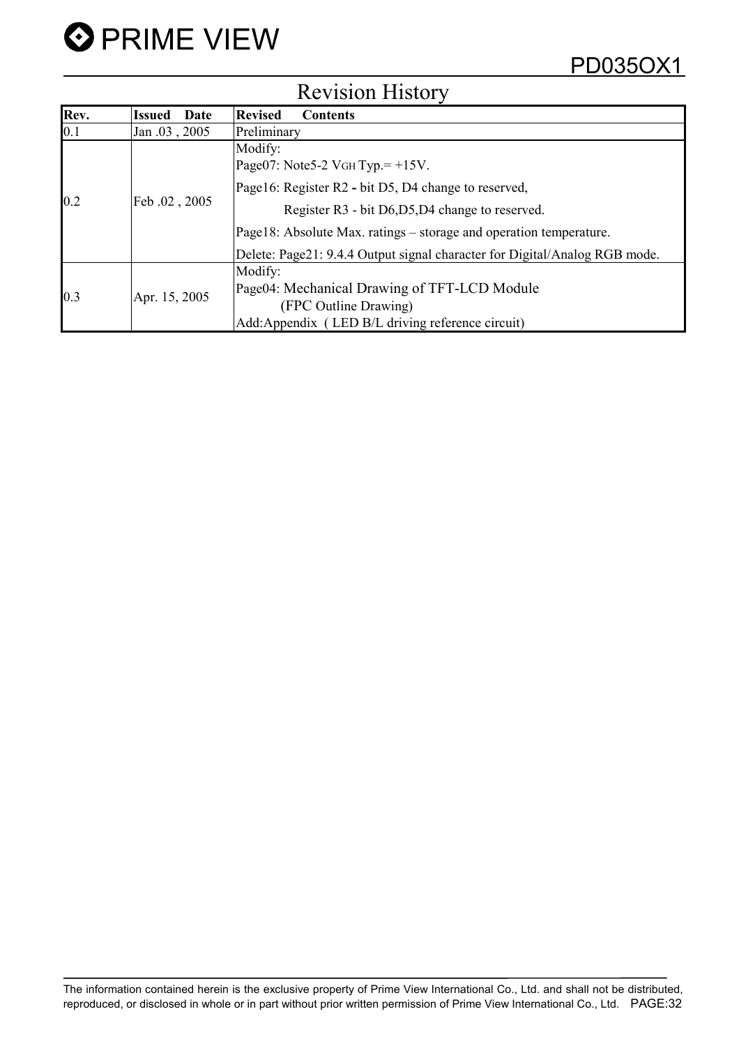# Revision History

| Rev. | Issued Date | Revised Contents |
|---|---|---|
| 0.1 | Jan .03 , 2005 | Preliminary |
| 0.2 | Feb .02 , 2005 | Modify:<br>Page07: Note5-2 $V_{GH}$ Typ.= +15V.<br>Page16: Register R2 - bit D5, D4 change to reserved,<br>Register R3 - bit D6,D5,D4 change to reserved.<br>Page18: Absolute Max. ratings – storage and operation temperature.<br>Delete: Page21: 9.4.4 Output signal character for Digital/Analog RGB mode. |
| 0.3 | Apr. 15, 2005 | Modify:<br>Page04: Mechanical Drawing of TFT-LCD Module<br>(FPC Outline Drawing)<br>Add:Appendix ( LED B/L driving reference circuit) |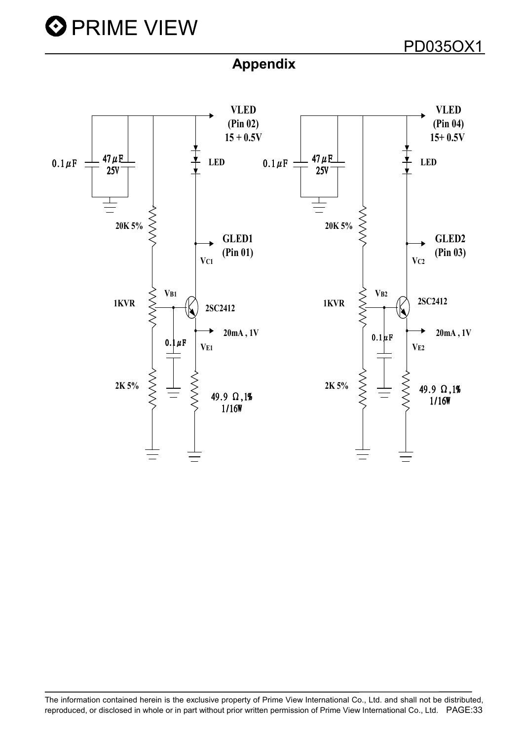## Appendix

VLED
(Pin 02)
15 + 0.5V

0.1μF
47μF
25V
LED
20K 5%
GLED1
(Pin 01)
$V_{C1}$
$V_{B1}$
1KVR
2SC2412
20mA , 1V
0.1μF
$V_{E1}$
2K 5%
49.9 Ω,1%
1/16W

VLED
(Pin 04)
15+ 0.5V

0.1μF
47μF
25V
LED
20K 5%
GLED2
(Pin 03)
$V_{C2}$
$V_{B2}$
1KVR
2SC2412
0.1μF
20mA , 1V
$V_{E2}$
2K 5%
49.9 Ω,1%
1/16W